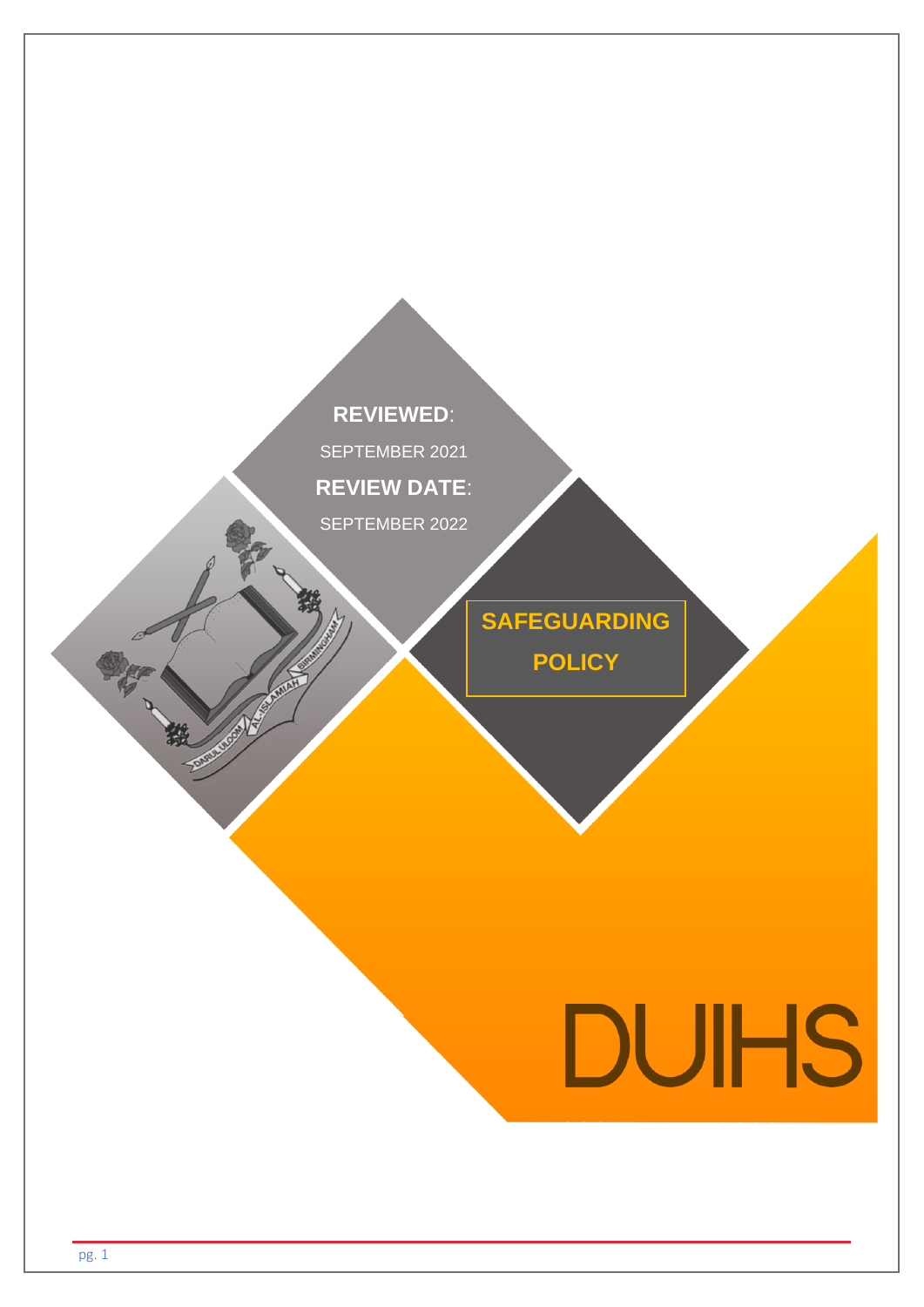**REVIEWED**:

SEPTEMBER 2021

**REVIEW DATE**:

SEPTEMBER 2022

# SAFEGUARDING POLICY

DUIHS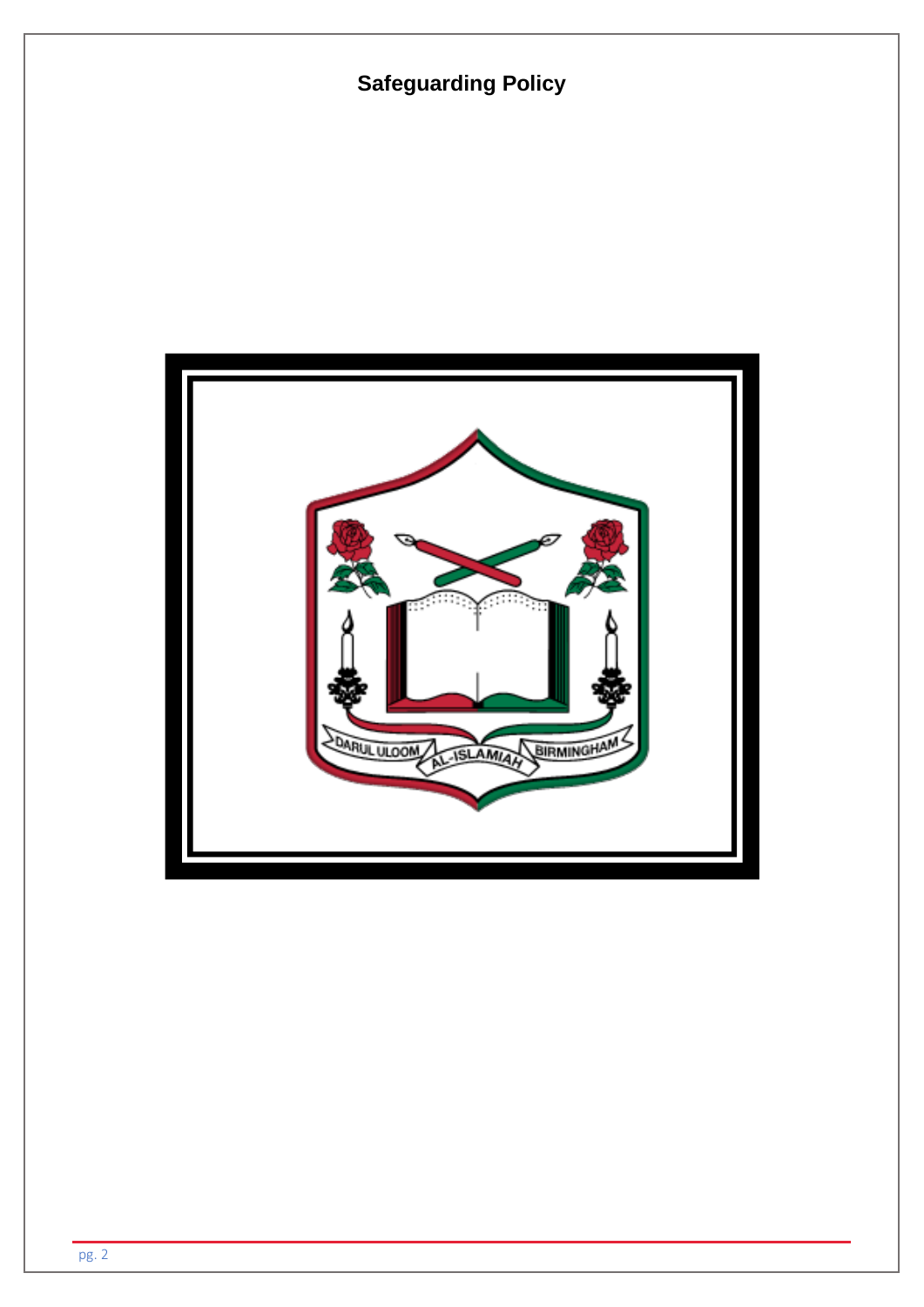# Safeguarding Policy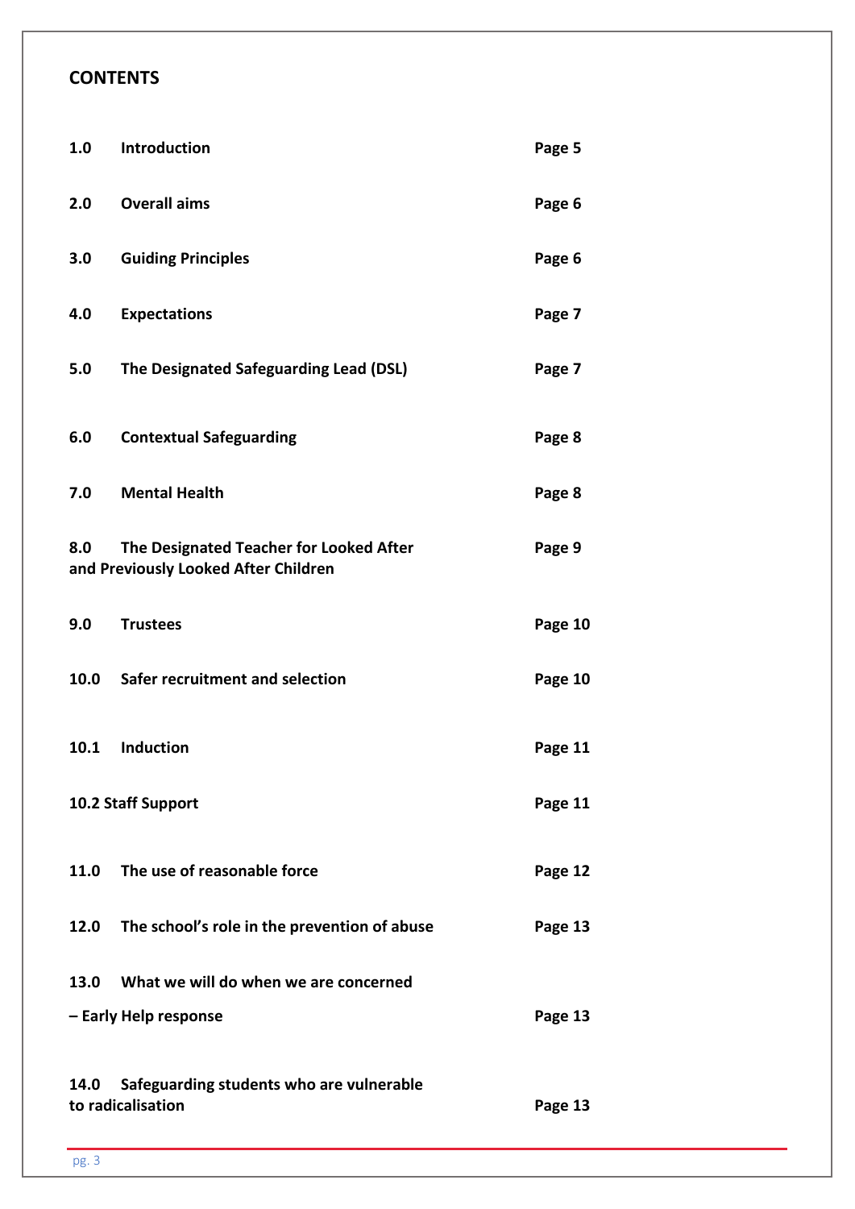## CONTENTS

| | | |
|---|---|---|
| **1.0** | **Introduction** | **Page 5** |
| **2.0** | **Overall aims** | **Page 6** |
| **3.0** | **Guiding Principles** | **Page 6** |
| **4.0** | **Expectations** | **Page 7** |
| **5.0** | **The Designated Safeguarding Lead (DSL)** | **Page 7** |
| **6.0** | **Contextual Safeguarding** | **Page 8** |
| **7.0** | **Mental Health** | **Page 8** |
| **8.0** | **The Designated Teacher for Looked After and Previously Looked After Children** | **Page 9** |
| **9.0** | **Trustees** | **Page 10** |
| **10.0** | **Safer recruitment and selection** | **Page 10** |
| **10.1** | **Induction** | **Page 11** |
| **10.2** | **Staff Support** | **Page 11** |
| **11.0** | **The use of reasonable force** | **Page 12** |
| **12.0** | **The school's role in the prevention of abuse** | **Page 13** |
| **13.0** | **What we will do when we are concerned – Early Help response** | **Page 13** |
| **14.0** | **Safeguarding students who are vulnerable to radicalisation** | **Page 13** |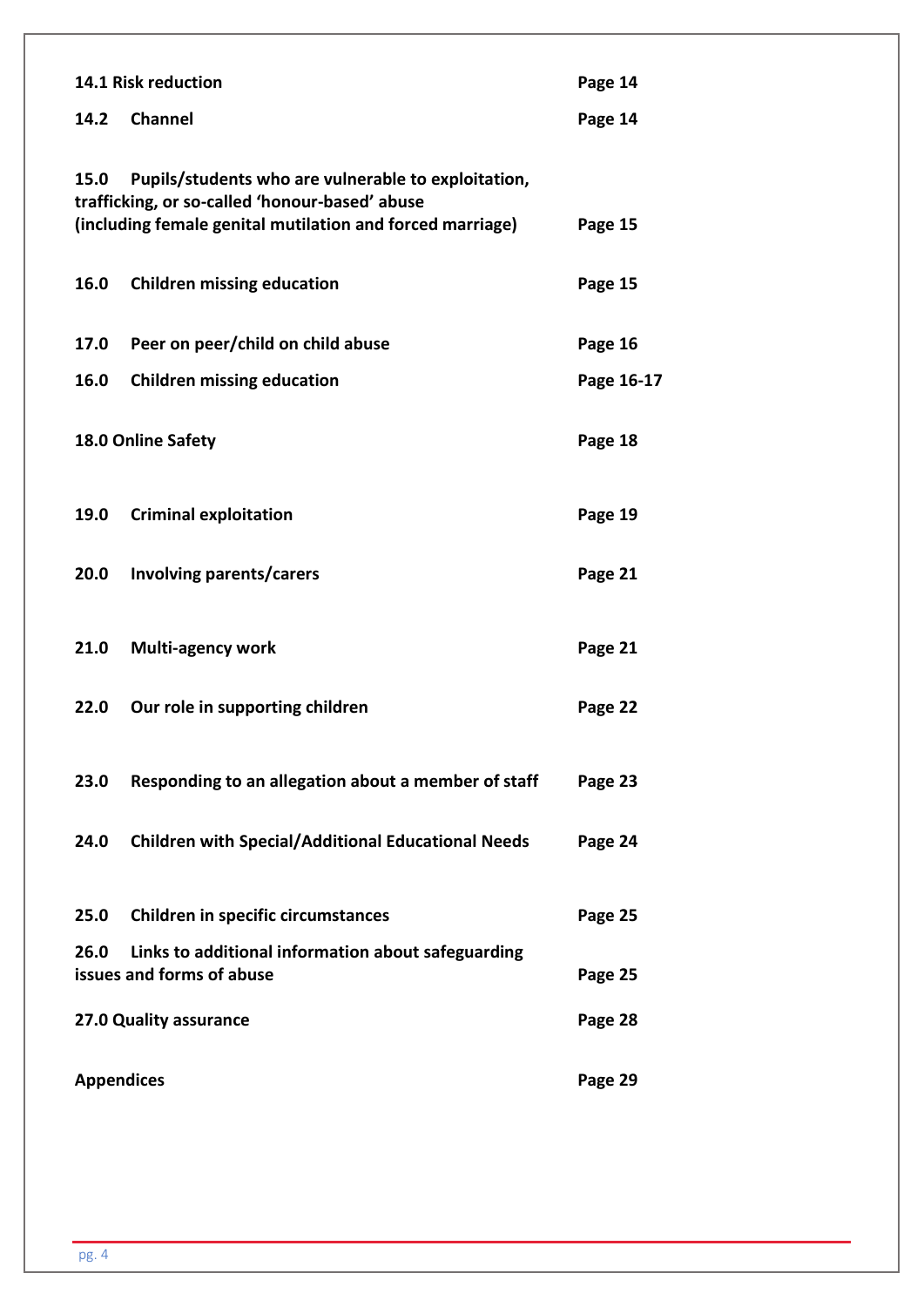| | |
|---|---|
| **14.1 Risk reduction** | **Page 14** |
| **14.2 Channel** | **Page 14** |
| **15.0 Pupils/students who are vulnerable to exploitation, trafficking, or so-called 'honour-based' abuse (including female genital mutilation and forced marriage)** | **Page 15** |
| **16.0 Children missing education** | **Page 15** |
| **17.0 Peer on peer/child on child abuse** | **Page 16** |
| **16.0 Children missing education** | **Page 16-17** |
| **18.0 Online Safety** | **Page 18** |
| **19.0 Criminal exploitation** | **Page 19** |
| **20.0 Involving parents/carers** | **Page 21** |
| **21.0 Multi-agency work** | **Page 21** |
| **22.0 Our role in supporting children** | **Page 22** |
| **23.0 Responding to an allegation about a member of staff** | **Page 23** |
| **24.0 Children with Special/Additional Educational Needs** | **Page 24** |
| **25.0 Children in specific circumstances** | **Page 25** |
| **26.0 Links to additional information about safeguarding issues and forms of abuse** | **Page 25** |
| **27.0 Quality assurance** | **Page 28** |
| **Appendices** | **Page 29** |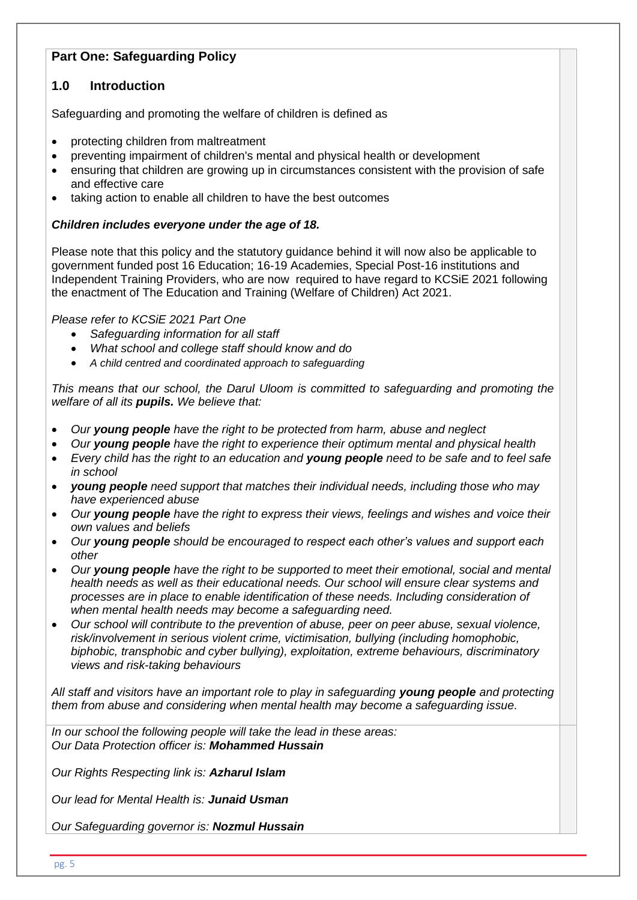## Part One: Safeguarding Policy

### 1.0 Introduction

Safeguarding and promoting the welfare of children is defined as

- protecting children from maltreatment
- preventing impairment of children's mental and physical health or development
- ensuring that children are growing up in circumstances consistent with the provision of safe and effective care
- taking action to enable all children to have the best outcomes

***Children includes everyone under the age of 18.***

Please note that this policy and the statutory guidance behind it will now also be applicable to government funded post 16 Education; 16-19 Academies, Special Post-16 institutions and Independent Training Providers, who are now required to have regard to KCSiE 2021 following the enactment of The Education and Training (Welfare of Children) Act 2021.

*Please refer to KCSiE 2021 Part One*

- *Safeguarding information for all staff*
- *What school and college staff should know and do*
- *A child centred and coordinated approach to safeguarding*

*This means that our school, the Darul Uloom is committed to safeguarding and promoting the welfare of all its **pupils.** We believe that:*

- *Our **young people** have the right to be protected from harm, abuse and neglect*
- *Our **young people** have the right to experience their optimum mental and physical health*
- *Every child has the right to an education and **young people** need to be safe and to feel safe in school*
- ***young people** need support that matches their individual needs, including those who may have experienced abuse*
- *Our **young people** have the right to express their views, feelings and wishes and voice their own values and beliefs*
- *Our **young people** should be encouraged to respect each other's values and support each other*
- *Our **young people** have the right to be supported to meet their emotional, social and mental health needs as well as their educational needs. Our school will ensure clear systems and processes are in place to enable identification of these needs. Including consideration of when mental health needs may become a safeguarding need.*
- *Our school will contribute to the prevention of abuse, peer on peer abuse, sexual violence, risk/involvement in serious violent crime, victimisation, bullying (including homophobic, biphobic, transphobic and cyber bullying), exploitation, extreme behaviours, discriminatory views and risk-taking behaviours*

*All staff and visitors have an important role to play in safeguarding **young people** and protecting them from abuse and considering when mental health may become a safeguarding issue.*

*In our school the following people will take the lead in these areas:*
*Our Data Protection officer is: **Mohammed Hussain***

*Our Rights Respecting link is: **Azharul Islam***

*Our lead for Mental Health is: **Junaid Usman***

*Our Safeguarding governor is: **Nozmul Hussain***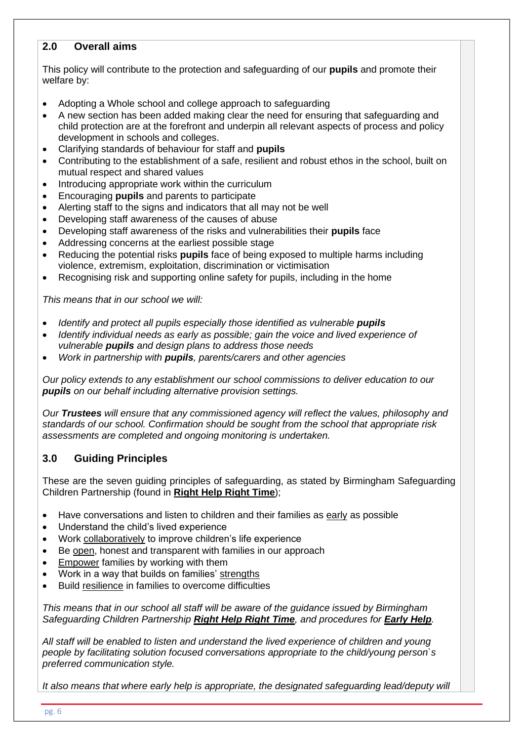## 2.0 Overall aims

This policy will contribute to the protection and safeguarding of our **pupils** and promote their welfare by:

- Adopting a Whole school and college approach to safeguarding
- A new section has been added making clear the need for ensuring that safeguarding and child protection are at the forefront and underpin all relevant aspects of process and policy development in schools and colleges.
- Clarifying standards of behaviour for staff and **pupils**
- Contributing to the establishment of a safe, resilient and robust ethos in the school, built on mutual respect and shared values
- Introducing appropriate work within the curriculum
- Encouraging **pupils** and parents to participate
- Alerting staff to the signs and indicators that all may not be well
- Developing staff awareness of the causes of abuse
- Developing staff awareness of the risks and vulnerabilities their **pupils** face
- Addressing concerns at the earliest possible stage
- Reducing the potential risks **pupils** face of being exposed to multiple harms including violence, extremism, exploitation, discrimination or victimisation
- Recognising risk and supporting online safety for pupils, including in the home

*This means that in our school we will:*

- *Identify and protect all pupils especially those identified as vulnerable **pupils***
- *Identify individual needs as early as possible; gain the voice and lived experience of vulnerable **pupils** and design plans to address those needs*
- *Work in partnership with **pupils**, parents/carers and other agencies*

*Our policy extends to any establishment our school commissions to deliver education to our **pupils** on our behalf including alternative provision settings.*

*Our **Trustees** will ensure that any commissioned agency will reflect the values, philosophy and standards of our school. Confirmation should be sought from the school that appropriate risk assessments are completed and ongoing monitoring is undertaken.*

## 3.0 Guiding Principles

These are the seven guiding principles of safeguarding, as stated by Birmingham Safeguarding Children Partnership (found in **Right Help Right Time**);

- Have conversations and listen to children and their families as early as possible
- Understand the child's lived experience
- Work collaboratively to improve children's life experience
- Be open, honest and transparent with families in our approach
- Empower families by working with them
- Work in a way that builds on families' strengths
- Build resilience in families to overcome difficulties

*This means that in our school all staff will be aware of the guidance issued by Birmingham Safeguarding Children Partnership **Right Help Right Time**, and procedures for **Early Help**.*

*All staff will be enabled to listen and understand the lived experience of children and young people by facilitating solution focused conversations appropriate to the child/young person`s preferred communication style.*

*It also means that where early help is appropriate, the designated safeguarding lead/deputy will*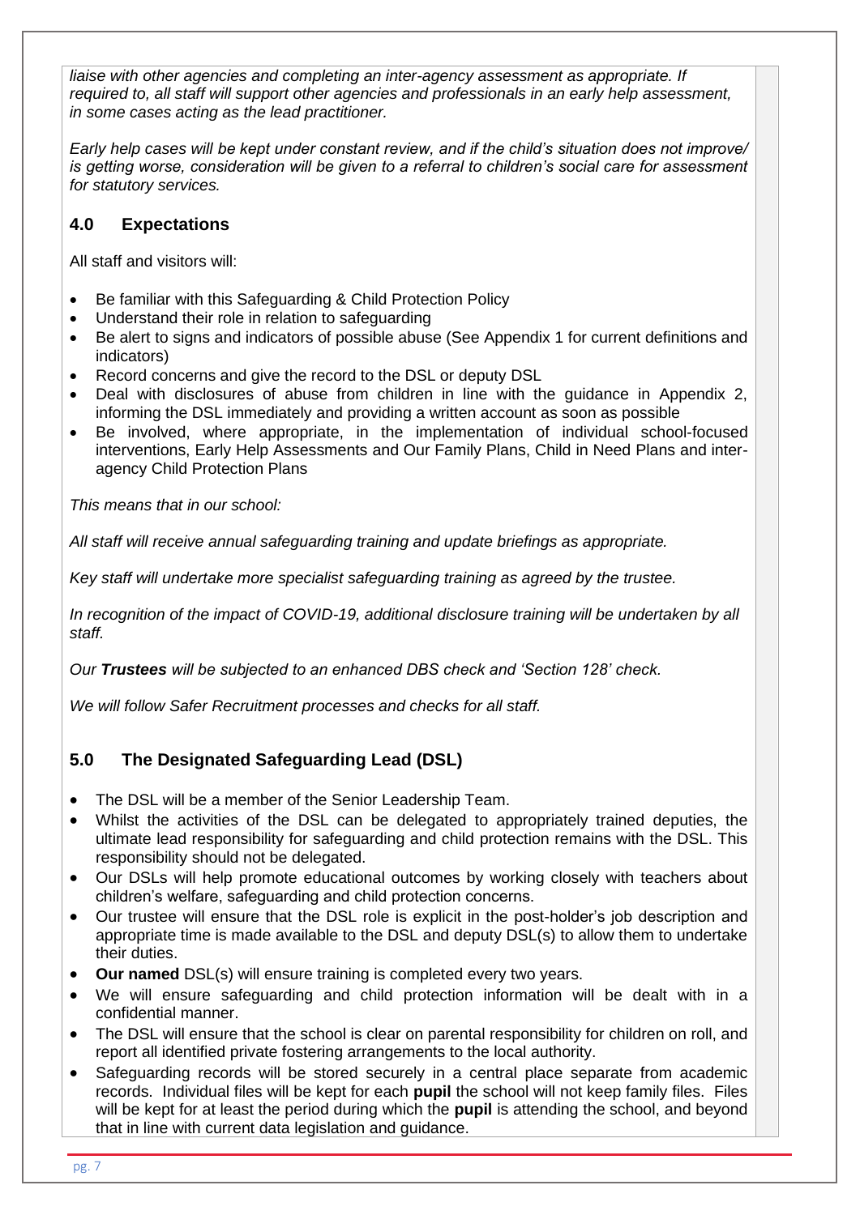*liaise with other agencies and completing an inter-agency assessment as appropriate. If required to, all staff will support other agencies and professionals in an early help assessment, in some cases acting as the lead practitioner.*

*Early help cases will be kept under constant review, and if the child's situation does not improve/ is getting worse, consideration will be given to a referral to children's social care for assessment for statutory services.*

## 4.0 Expectations

All staff and visitors will:

- Be familiar with this Safeguarding & Child Protection Policy
- Understand their role in relation to safeguarding
- Be alert to signs and indicators of possible abuse (See Appendix 1 for current definitions and indicators)
- Record concerns and give the record to the DSL or deputy DSL
- Deal with disclosures of abuse from children in line with the guidance in Appendix 2, informing the DSL immediately and providing a written account as soon as possible
- Be involved, where appropriate, in the implementation of individual school-focused interventions, Early Help Assessments and Our Family Plans, Child in Need Plans and inter-agency Child Protection Plans

*This means that in our school:*

*All staff will receive annual safeguarding training and update briefings as appropriate.*

*Key staff will undertake more specialist safeguarding training as agreed by the trustee.*

*In recognition of the impact of COVID-19, additional disclosure training will be undertaken by all staff.*

*Our* ***Trustees*** *will be subjected to an enhanced DBS check and 'Section 128' check.*

*We will follow Safer Recruitment processes and checks for all staff.*

## 5.0 The Designated Safeguarding Lead (DSL)

- The DSL will be a member of the Senior Leadership Team.
- Whilst the activities of the DSL can be delegated to appropriately trained deputies, the ultimate lead responsibility for safeguarding and child protection remains with the DSL. This responsibility should not be delegated.
- Our DSLs will help promote educational outcomes by working closely with teachers about children's welfare, safeguarding and child protection concerns.
- Our trustee will ensure that the DSL role is explicit in the post-holder's job description and appropriate time is made available to the DSL and deputy DSL(s) to allow them to undertake their duties.
- **Our named** DSL(s) will ensure training is completed every two years.
- We will ensure safeguarding and child protection information will be dealt with in a confidential manner.
- The DSL will ensure that the school is clear on parental responsibility for children on roll, and report all identified private fostering arrangements to the local authority.
- Safeguarding records will be stored securely in a central place separate from academic records. Individual files will be kept for each **pupil** the school will not keep family files. Files will be kept for at least the period during which the **pupil** is attending the school, and beyond that in line with current data legislation and guidance.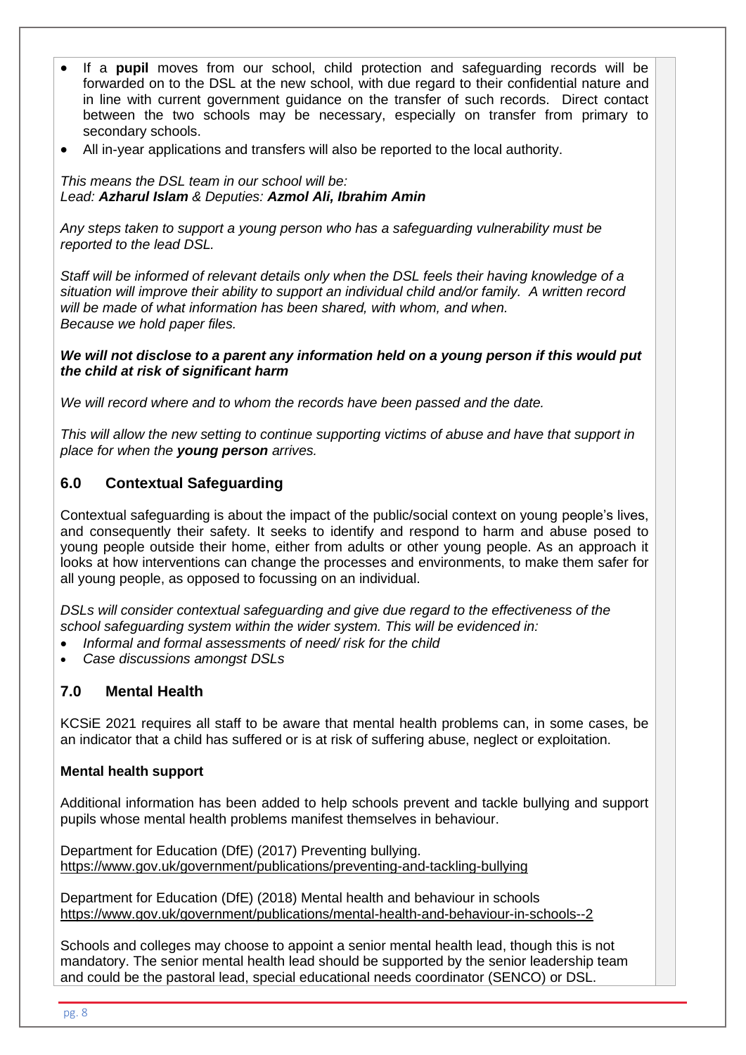- If a **pupil** moves from our school, child protection and safeguarding records will be forwarded on to the DSL at the new school, with due regard to their confidential nature and in line with current government guidance on the transfer of such records. Direct contact between the two schools may be necessary, especially on transfer from primary to secondary schools.
- All in-year applications and transfers will also be reported to the local authority.

*This means the DSL team in our school will be:*
*Lead: **Azharul Islam** & Deputies: **Azmol Ali, Ibrahim Amin***

*Any steps taken to support a young person who has a safeguarding vulnerability must be reported to the lead DSL.*

*Staff will be informed of relevant details only when the DSL feels their having knowledge of a situation will improve their ability to support an individual child and/or family. A written record will be made of what information has been shared, with whom, and when.*
*Because we hold paper files.*

***We will not disclose to a parent any information held on a young person if this would put the child at risk of significant harm***

*We will record where and to whom the records have been passed and the date.*

*This will allow the new setting to continue supporting victims of abuse and have that support in place for when the **young person** arrives.*

## 6.0 Contextual Safeguarding

Contextual safeguarding is about the impact of the public/social context on young people's lives, and consequently their safety. It seeks to identify and respond to harm and abuse posed to young people outside their home, either from adults or other young people. As an approach it looks at how interventions can change the processes and environments, to make them safer for all young people, as opposed to focussing on an individual.

*DSLs will consider contextual safeguarding and give due regard to the effectiveness of the school safeguarding system within the wider system. This will be evidenced in:*

- *Informal and formal assessments of need/ risk for the child*
- *Case discussions amongst DSLs*

## 7.0 Mental Health

KCSiE 2021 requires all staff to be aware that mental health problems can, in some cases, be an indicator that a child has suffered or is at risk of suffering abuse, neglect or exploitation.

**Mental health support**

Additional information has been added to help schools prevent and tackle bullying and support pupils whose mental health problems manifest themselves in behaviour.

Department for Education (DfE) (2017) Preventing bullying.
https://www.gov.uk/government/publications/preventing-and-tackling-bullying

Department for Education (DfE) (2018) Mental health and behaviour in schools
https://www.gov.uk/government/publications/mental-health-and-behaviour-in-schools--2

Schools and colleges may choose to appoint a senior mental health lead, though this is not mandatory. The senior mental health lead should be supported by the senior leadership team and could be the pastoral lead, special educational needs coordinator (SENCO) or DSL.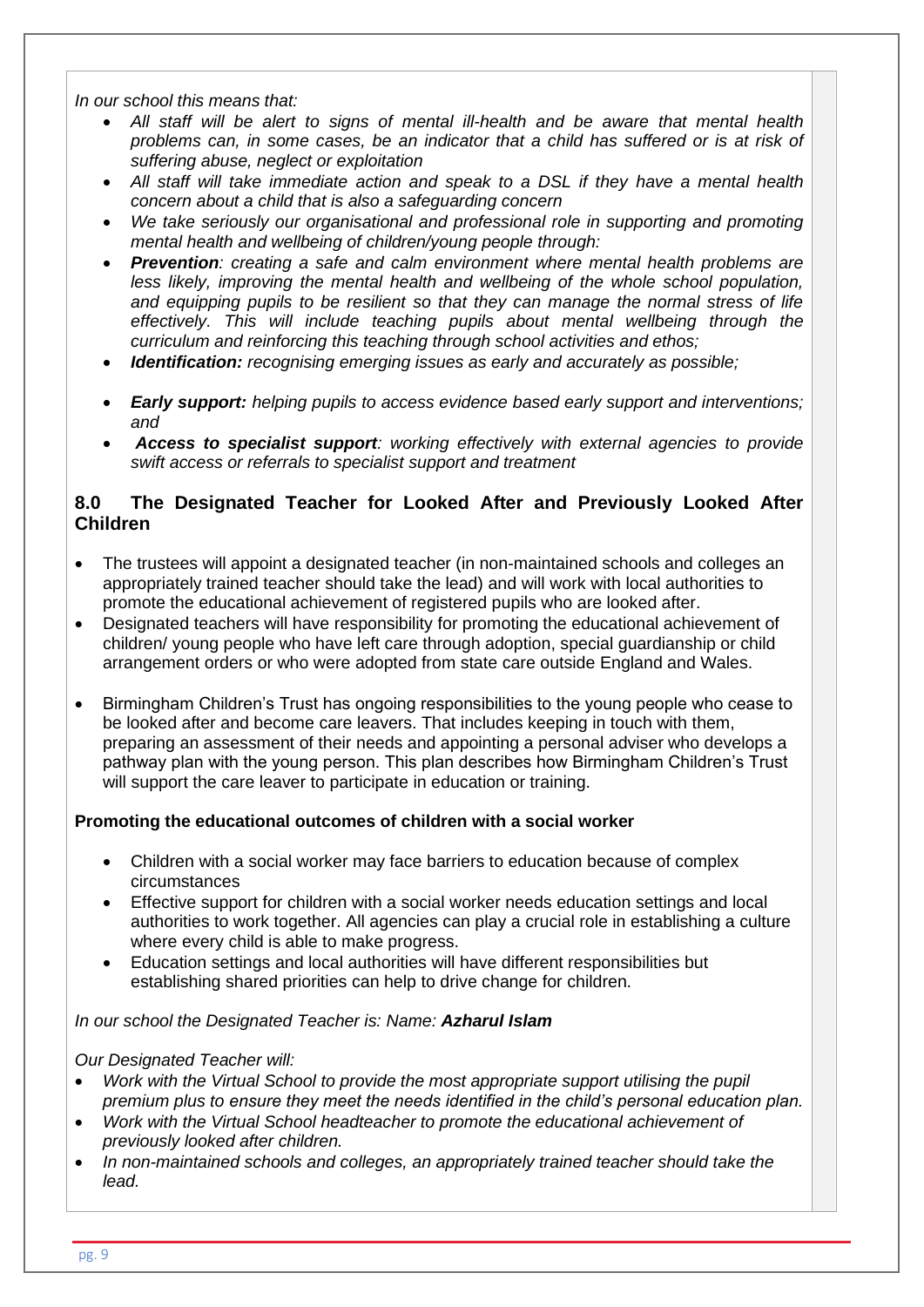*In our school this means that:*

- *All staff will be alert to signs of mental ill-health and be aware that mental health problems can, in some cases, be an indicator that a child has suffered or is at risk of suffering abuse, neglect or exploitation*
- *All staff will take immediate action and speak to a DSL if they have a mental health concern about a child that is also a safeguarding concern*
- *We take seriously our organisational and professional role in supporting and promoting mental health and wellbeing of children/young people through:*
- ***Prevention**: creating a safe and calm environment where mental health problems are less likely, improving the mental health and wellbeing of the whole school population, and equipping pupils to be resilient so that they can manage the normal stress of life effectively. This will include teaching pupils about mental wellbeing through the curriculum and reinforcing this teaching through school activities and ethos;*
- ***Identification:** recognising emerging issues as early and accurately as possible;*
- ***Early support:** helping pupils to access evidence based early support and interventions; and*
- ***Access to specialist support**: working effectively with external agencies to provide swift access or referrals to specialist support and treatment*

## 8.0 The Designated Teacher for Looked After and Previously Looked After Children

- The trustees will appoint a designated teacher (in non-maintained schools and colleges an appropriately trained teacher should take the lead) and will work with local authorities to promote the educational achievement of registered pupils who are looked after.
- Designated teachers will have responsibility for promoting the educational achievement of children/ young people who have left care through adoption, special guardianship or child arrangement orders or who were adopted from state care outside England and Wales.
- Birmingham Children's Trust has ongoing responsibilities to the young people who cease to be looked after and become care leavers. That includes keeping in touch with them, preparing an assessment of their needs and appointing a personal adviser who develops a pathway plan with the young person. This plan describes how Birmingham Children's Trust will support the care leaver to participate in education or training.

### Promoting the educational outcomes of children with a social worker

- Children with a social worker may face barriers to education because of complex circumstances
- Effective support for children with a social worker needs education settings and local authorities to work together. All agencies can play a crucial role in establishing a culture where every child is able to make progress.
- Education settings and local authorities will have different responsibilities but establishing shared priorities can help to drive change for children.

*In our school the Designated Teacher is: Name: **Azharul Islam***

*Our Designated Teacher will:*

- *Work with the Virtual School to provide the most appropriate support utilising the pupil premium plus to ensure they meet the needs identified in the child's personal education plan.*
- *Work with the Virtual School headteacher to promote the educational achievement of previously looked after children.*
- *In non-maintained schools and colleges, an appropriately trained teacher should take the lead.*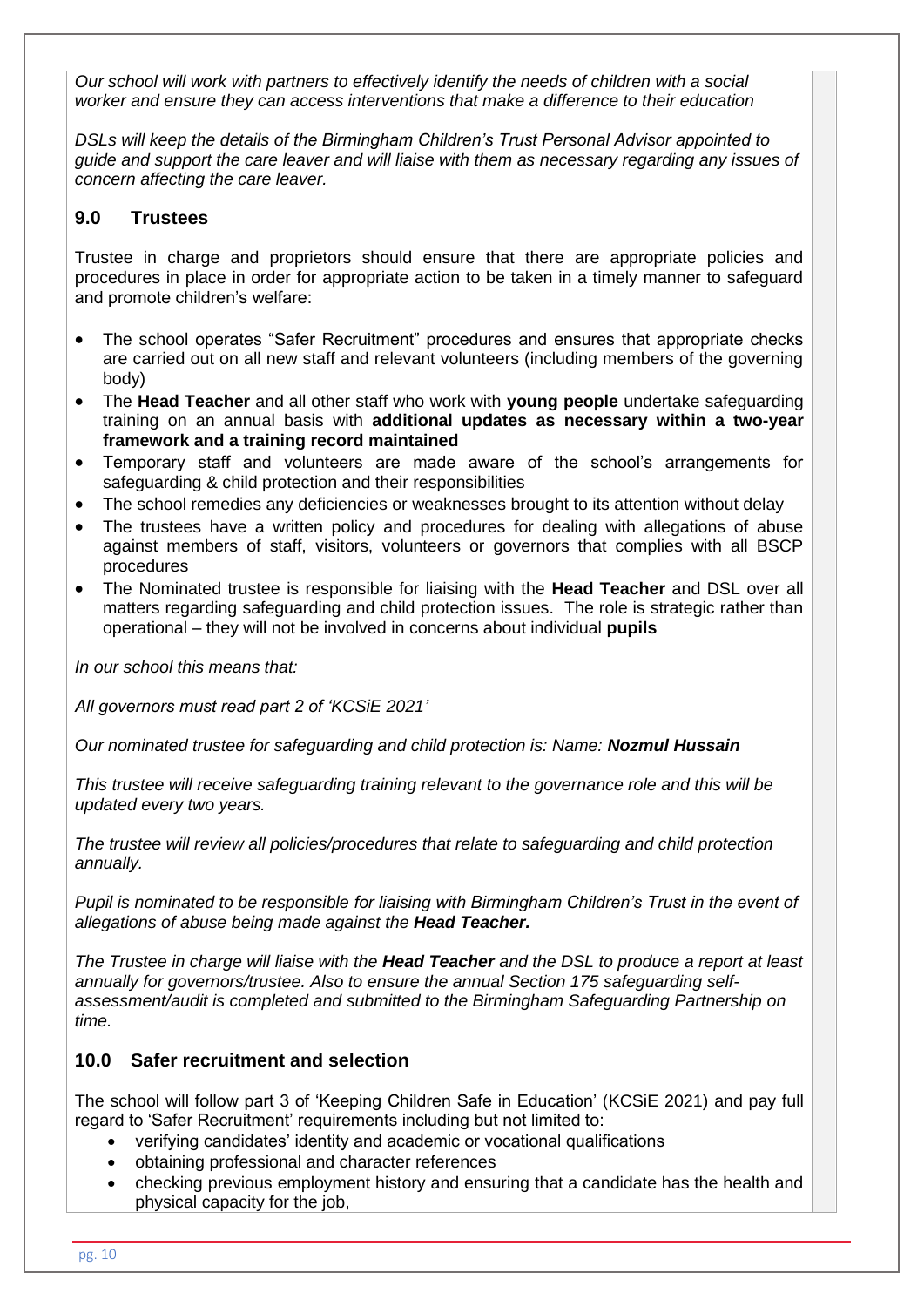*Our school will work with partners to effectively identify the needs of children with a social worker and ensure they can access interventions that make a difference to their education*

*DSLs will keep the details of the Birmingham Children's Trust Personal Advisor appointed to guide and support the care leaver and will liaise with them as necessary regarding any issues of concern affecting the care leaver.*

## 9.0 Trustees

Trustee in charge and proprietors should ensure that there are appropriate policies and procedures in place in order for appropriate action to be taken in a timely manner to safeguard and promote children's welfare:

- The school operates "Safer Recruitment" procedures and ensures that appropriate checks are carried out on all new staff and relevant volunteers (including members of the governing body)
- The **Head Teacher** and all other staff who work with **young people** undertake safeguarding training on an annual basis with **additional updates as necessary within a two-year framework and a training record maintained**
- Temporary staff and volunteers are made aware of the school's arrangements for safeguarding & child protection and their responsibilities
- The school remedies any deficiencies or weaknesses brought to its attention without delay
- The trustees have a written policy and procedures for dealing with allegations of abuse against members of staff, visitors, volunteers or governors that complies with all BSCP procedures
- The Nominated trustee is responsible for liaising with the **Head Teacher** and DSL over all matters regarding safeguarding and child protection issues. The role is strategic rather than operational – they will not be involved in concerns about individual **pupils**

*In our school this means that:*

*All governors must read part 2 of 'KCSiE 2021'*

*Our nominated trustee for safeguarding and child protection is: Name: **Nozmul Hussain***

*This trustee will receive safeguarding training relevant to the governance role and this will be updated every two years.*

*The trustee will review all policies/procedures that relate to safeguarding and child protection annually.*

*Pupil is nominated to be responsible for liaising with Birmingham Children's Trust in the event of allegations of abuse being made against the **Head Teacher.***

*The Trustee in charge will liaise with the **Head Teacher** and the DSL to produce a report at least annually for governors/trustee. Also to ensure the annual Section 175 safeguarding self-assessment/audit is completed and submitted to the Birmingham Safeguarding Partnership on time.*

## 10.0 Safer recruitment and selection

The school will follow part 3 of 'Keeping Children Safe in Education' (KCSiE 2021) and pay full regard to 'Safer Recruitment' requirements including but not limited to:

- verifying candidates' identity and academic or vocational qualifications
- obtaining professional and character references
- checking previous employment history and ensuring that a candidate has the health and physical capacity for the job,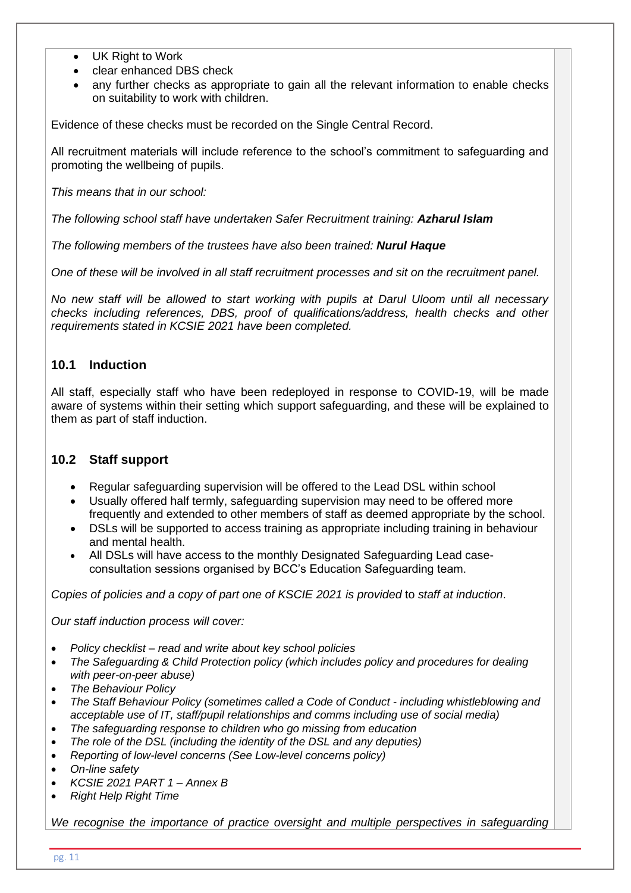- UK Right to Work
- clear enhanced DBS check
- any further checks as appropriate to gain all the relevant information to enable checks on suitability to work with children.

Evidence of these checks must be recorded on the Single Central Record.

All recruitment materials will include reference to the school's commitment to safeguarding and promoting the wellbeing of pupils.

*This means that in our school:*

*The following school staff have undertaken Safer Recruitment training:* ***Azharul Islam***

*The following members of the trustees have also been trained:* ***Nurul Haque***

*One of these will be involved in all staff recruitment processes and sit on the recruitment panel.*

*No new staff will be allowed to start working with pupils at Darul Uloom until all necessary checks including references, DBS, proof of qualifications/address, health checks and other requirements stated in KCSIE 2021 have been completed.*

## 10.1 Induction

All staff, especially staff who have been redeployed in response to COVID-19, will be made aware of systems within their setting which support safeguarding, and these will be explained to them as part of staff induction.

## 10.2 Staff support

- Regular safeguarding supervision will be offered to the Lead DSL within school
- Usually offered half termly, safeguarding supervision may need to be offered more frequently and extended to other members of staff as deemed appropriate by the school.
- DSLs will be supported to access training as appropriate including training in behaviour and mental health.
- All DSLs will have access to the monthly Designated Safeguarding Lead case-consultation sessions organised by BCC's Education Safeguarding team.

*Copies of policies and a copy of part one of KSCIE 2021 is provided* to *staff at induction*.

*Our staff induction process will cover:*

- *Policy checklist – read and write about key school policies*
- *The Safeguarding & Child Protection policy (which includes policy and procedures for dealing with peer-on-peer abuse)*
- *The Behaviour Policy*
- *The Staff Behaviour Policy (sometimes called a Code of Conduct - including whistleblowing and acceptable use of IT, staff/pupil relationships and comms including use of social media)*
- *The safeguarding response to children who go missing from education*
- *The role of the DSL (including the identity of the DSL and any deputies)*
- *Reporting of low-level concerns (See Low-level concerns policy)*
- *On-line safety*
- *KCSIE 2021 PART 1 – Annex B*
- *Right Help Right Time*

*We recognise the importance of practice oversight and multiple perspectives in safeguarding*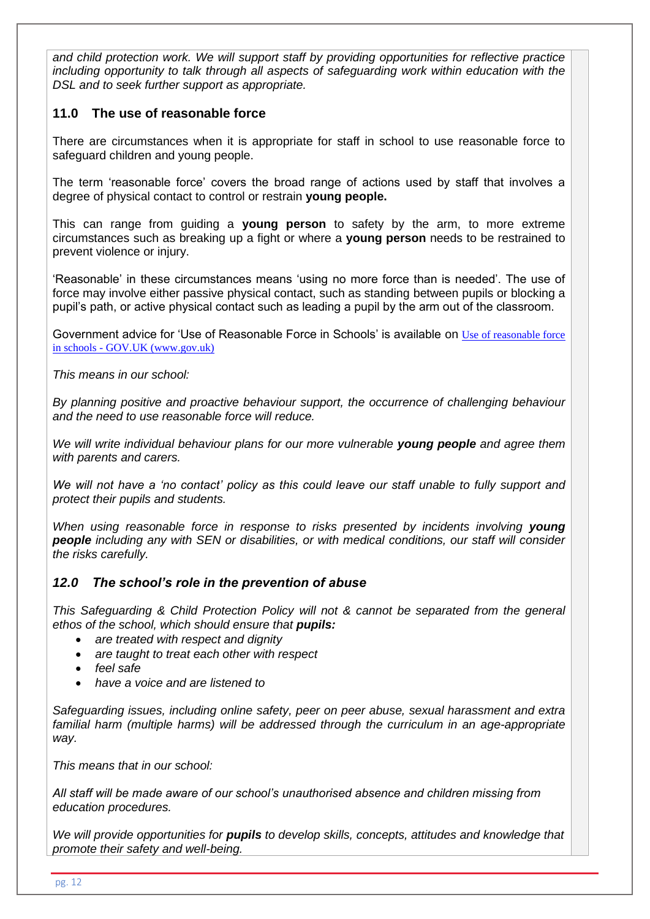*and child protection work. We will support staff by providing opportunities for reflective practice including opportunity to talk through all aspects of safeguarding work within education with the DSL and to seek further support as appropriate.*

## 11.0 The use of reasonable force

There are circumstances when it is appropriate for staff in school to use reasonable force to safeguard children and young people.

The term 'reasonable force' covers the broad range of actions used by staff that involves a degree of physical contact to control or restrain **young people.**

This can range from guiding a **young person** to safety by the arm, to more extreme circumstances such as breaking up a fight or where a **young person** needs to be restrained to prevent violence or injury.

'Reasonable' in these circumstances means 'using no more force than is needed'. The use of force may involve either passive physical contact, such as standing between pupils or blocking a pupil's path, or active physical contact such as leading a pupil by the arm out of the classroom.

Government advice for 'Use of Reasonable Force in Schools' is available on Use of reasonable force in schools - GOV.UK (www.gov.uk)

*This means in our school:*

*By planning positive and proactive behaviour support, the occurrence of challenging behaviour and the need to use reasonable force will reduce.*

*We will write individual behaviour plans for our more vulnerable **young people** and agree them with parents and carers.*

*We will not have a 'no contact' policy as this could leave our staff unable to fully support and protect their pupils and students.*

*When using reasonable force in response to risks presented by incidents involving **young people** including any with SEN or disabilities, or with medical conditions, our staff will consider the risks carefully.*

## *12.0 The school's role in the prevention of abuse*

*This Safeguarding & Child Protection Policy will not & cannot be separated from the general ethos of the school, which should ensure that **pupils:***

- *are treated with respect and dignity*
- *are taught to treat each other with respect*
- *feel safe*
- *have a voice and are listened to*

*Safeguarding issues, including online safety, peer on peer abuse, sexual harassment and extra familial harm (multiple harms) will be addressed through the curriculum in an age-appropriate way.*

*This means that in our school:*

*All staff will be made aware of our school's unauthorised absence and children missing from education procedures.*

*We will provide opportunities for **pupils** to develop skills, concepts, attitudes and knowledge that promote their safety and well-being.*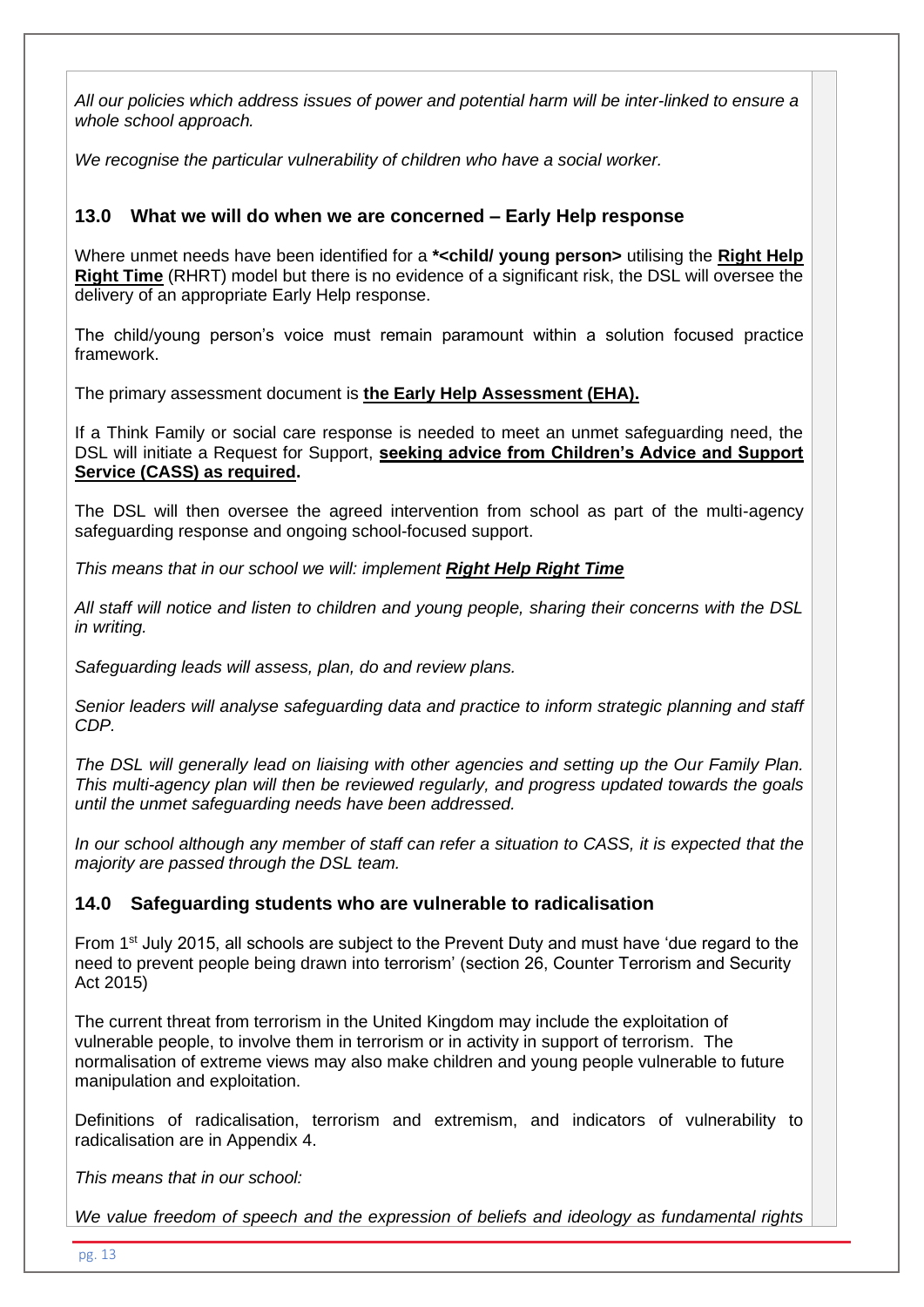*All our policies which address issues of power and potential harm will be inter-linked to ensure a whole school approach.*

*We recognise the particular vulnerability of children who have a social worker.*

## 13.0 What we will do when we are concerned – Early Help response

Where unmet needs have been identified for a ***<child/ young person>** utilising the **Right Help Right Time** (RHRT) model but there is no evidence of a significant risk, the DSL will oversee the delivery of an appropriate Early Help response.

The child/young person's voice must remain paramount within a solution focused practice framework.

The primary assessment document is **the Early Help Assessment (EHA).**

If a Think Family or social care response is needed to meet an unmet safeguarding need, the DSL will initiate a Request for Support, **seeking advice from Children's Advice and Support Service (CASS) as required.**

The DSL will then oversee the agreed intervention from school as part of the multi-agency safeguarding response and ongoing school-focused support.

*This means that in our school we will: implement* ***Right Help Right Time***

*All staff will notice and listen to children and young people, sharing their concerns with the DSL in writing.*

*Safeguarding leads will assess, plan, do and review plans.*

*Senior leaders will analyse safeguarding data and practice to inform strategic planning and staff CDP.*

*The DSL will generally lead on liaising with other agencies and setting up the Our Family Plan. This multi-agency plan will then be reviewed regularly, and progress updated towards the goals until the unmet safeguarding needs have been addressed.*

*In our school although any member of staff can refer a situation to CASS, it is expected that the majority are passed through the DSL team.*

## 14.0 Safeguarding students who are vulnerable to radicalisation

From 1st July 2015, all schools are subject to the Prevent Duty and must have 'due regard to the need to prevent people being drawn into terrorism' (section 26, Counter Terrorism and Security Act 2015)

The current threat from terrorism in the United Kingdom may include the exploitation of vulnerable people, to involve them in terrorism or in activity in support of terrorism. The normalisation of extreme views may also make children and young people vulnerable to future manipulation and exploitation.

Definitions of radicalisation, terrorism and extremism, and indicators of vulnerability to radicalisation are in Appendix 4.

*This means that in our school:*

*We value freedom of speech and the expression of beliefs and ideology as fundamental rights*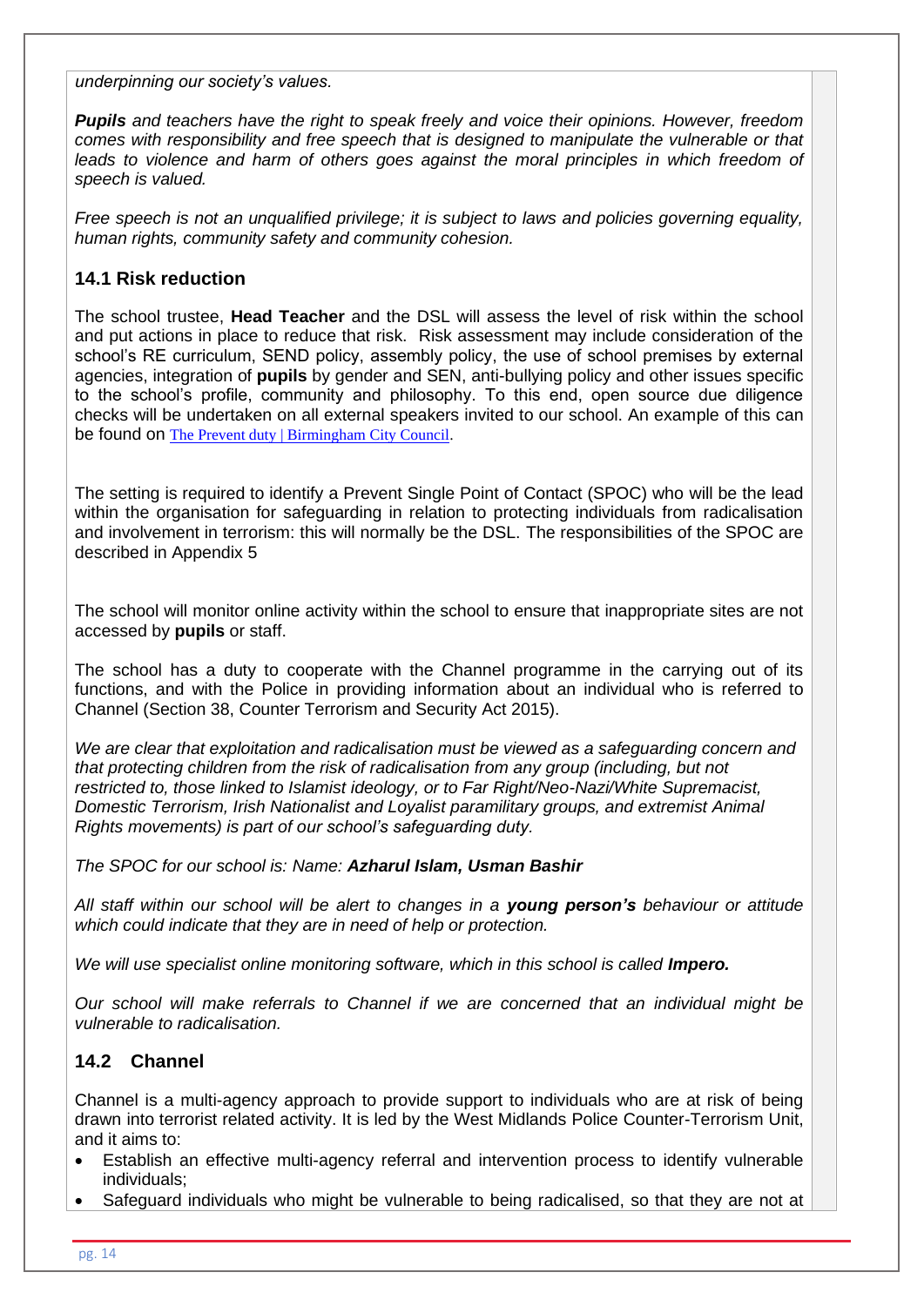*underpinning our society's values.*

***Pupils** and teachers have the right to speak freely and voice their opinions. However, freedom comes with responsibility and free speech that is designed to manipulate the vulnerable or that leads to violence and harm of others goes against the moral principles in which freedom of speech is valued.*

*Free speech is not an unqualified privilege; it is subject to laws and policies governing equality, human rights, community safety and community cohesion.*

### 14.1 Risk reduction

The school trustee, **Head Teacher** and the DSL will assess the level of risk within the school and put actions in place to reduce that risk. Risk assessment may include consideration of the school's RE curriculum, SEND policy, assembly policy, the use of school premises by external agencies, integration of **pupils** by gender and SEN, anti-bullying policy and other issues specific to the school's profile, community and philosophy. To this end, open source due diligence checks will be undertaken on all external speakers invited to our school. An example of this can be found on The Prevent duty | Birmingham City Council.

The setting is required to identify a Prevent Single Point of Contact (SPOC) who will be the lead within the organisation for safeguarding in relation to protecting individuals from radicalisation and involvement in terrorism: this will normally be the DSL. The responsibilities of the SPOC are described in Appendix 5

The school will monitor online activity within the school to ensure that inappropriate sites are not accessed by **pupils** or staff.

The school has a duty to cooperate with the Channel programme in the carrying out of its functions, and with the Police in providing information about an individual who is referred to Channel (Section 38, Counter Terrorism and Security Act 2015).

*We are clear that exploitation and radicalisation must be viewed as a safeguarding concern and that protecting children from the risk of radicalisation from any group (including, but not restricted to, those linked to Islamist ideology, or to Far Right/Neo-Nazi/White Supremacist, Domestic Terrorism, Irish Nationalist and Loyalist paramilitary groups, and extremist Animal Rights movements) is part of our school's safeguarding duty.*

*The SPOC for our school is: Name: **Azharul Islam, Usman Bashir***

*All staff within our school will be alert to changes in a **young person's** behaviour or attitude which could indicate that they are in need of help or protection.*

*We will use specialist online monitoring software, which in this school is called **Impero.***

*Our school will make referrals to Channel if we are concerned that an individual might be vulnerable to radicalisation.*

### 14.2 Channel

Channel is a multi-agency approach to provide support to individuals who are at risk of being drawn into terrorist related activity. It is led by the West Midlands Police Counter-Terrorism Unit, and it aims to:

- Establish an effective multi-agency referral and intervention process to identify vulnerable individuals;
- Safeguard individuals who might be vulnerable to being radicalised, so that they are not at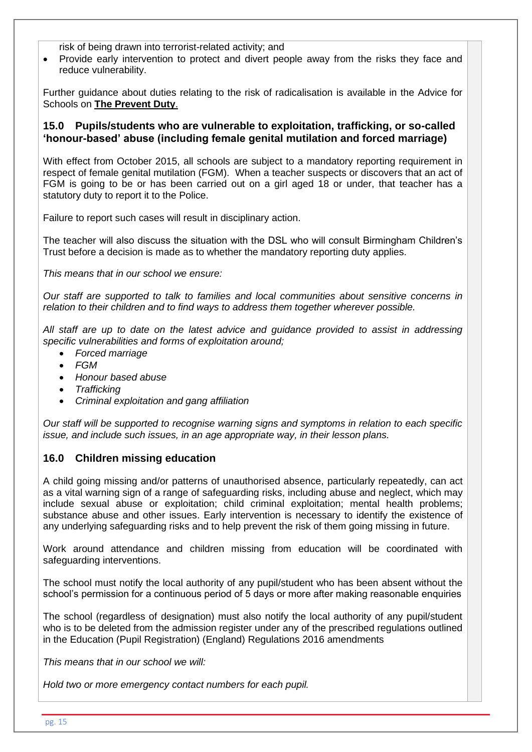risk of being drawn into terrorist-related activity; and

- Provide early intervention to protect and divert people away from the risks they face and reduce vulnerability.

Further guidance about duties relating to the risk of radicalisation is available in the Advice for Schools on **The Prevent Duty**.

## 15.0 Pupils/students who are vulnerable to exploitation, trafficking, or so-called 'honour-based' abuse (including female genital mutilation and forced marriage)

With effect from October 2015, all schools are subject to a mandatory reporting requirement in respect of female genital mutilation (FGM). When a teacher suspects or discovers that an act of FGM is going to be or has been carried out on a girl aged 18 or under, that teacher has a statutory duty to report it to the Police.

Failure to report such cases will result in disciplinary action.

The teacher will also discuss the situation with the DSL who will consult Birmingham Children's Trust before a decision is made as to whether the mandatory reporting duty applies.

*This means that in our school we ensure:*

*Our staff are supported to talk to families and local communities about sensitive concerns in relation to their children and to find ways to address them together wherever possible.*

*All staff are up to date on the latest advice and guidance provided to assist in addressing specific vulnerabilities and forms of exploitation around;*

- *Forced marriage*
- *FGM*
- *Honour based abuse*
- *Trafficking*
- *Criminal exploitation and gang affiliation*

*Our staff will be supported to recognise warning signs and symptoms in relation to each specific issue, and include such issues, in an age appropriate way, in their lesson plans.*

## 16.0 Children missing education

A child going missing and/or patterns of unauthorised absence, particularly repeatedly, can act as a vital warning sign of a range of safeguarding risks, including abuse and neglect, which may include sexual abuse or exploitation; child criminal exploitation; mental health problems; substance abuse and other issues. Early intervention is necessary to identify the existence of any underlying safeguarding risks and to help prevent the risk of them going missing in future.

Work around attendance and children missing from education will be coordinated with safeguarding interventions.

The school must notify the local authority of any pupil/student who has been absent without the school's permission for a continuous period of 5 days or more after making reasonable enquiries

The school (regardless of designation) must also notify the local authority of any pupil/student who is to be deleted from the admission register under any of the prescribed regulations outlined in the Education (Pupil Registration) (England) Regulations 2016 amendments

*This means that in our school we will:*

*Hold two or more emergency contact numbers for each pupil.*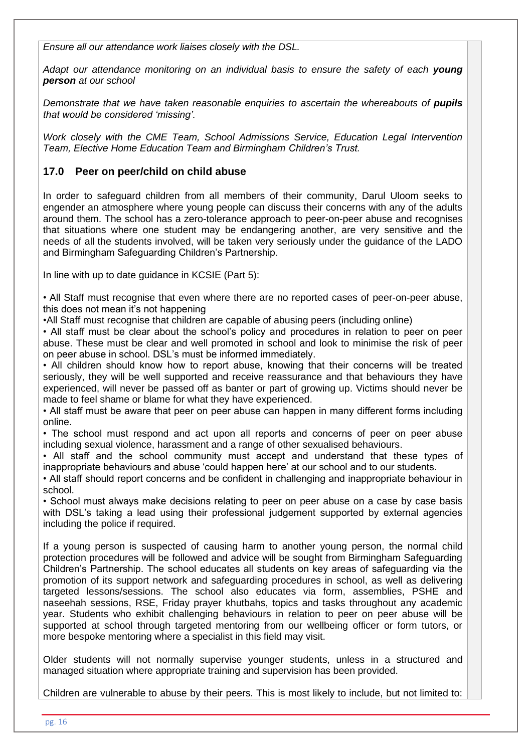*Ensure all our attendance work liaises closely with the DSL.*

*Adapt our attendance monitoring on an individual basis to ensure the safety of each **young person** at our school*

*Demonstrate that we have taken reasonable enquiries to ascertain the whereabouts of **pupils** that would be considered 'missing'.*

*Work closely with the CME Team, School Admissions Service, Education Legal Intervention Team, Elective Home Education Team and Birmingham Children's Trust.*

## 17.0 Peer on peer/child on child abuse

In order to safeguard children from all members of their community, Darul Uloom seeks to engender an atmosphere where young people can discuss their concerns with any of the adults around them. The school has a zero-tolerance approach to peer-on-peer abuse and recognises that situations where one student may be endangering another, are very sensitive and the needs of all the students involved, will be taken very seriously under the guidance of the LADO and Birmingham Safeguarding Children's Partnership.

In line with up to date guidance in KCSIE (Part 5):

- All Staff must recognise that even where there are no reported cases of peer-on-peer abuse, this does not mean it's not happening
- All Staff must recognise that children are capable of abusing peers (including online)
- All staff must be clear about the school's policy and procedures in relation to peer on peer abuse. These must be clear and well promoted in school and look to minimise the risk of peer on peer abuse in school. DSL's must be informed immediately.
- All children should know how to report abuse, knowing that their concerns will be treated seriously, they will be well supported and receive reassurance and that behaviours they have experienced, will never be passed off as banter or part of growing up. Victims should never be made to feel shame or blame for what they have experienced.
- All staff must be aware that peer on peer abuse can happen in many different forms including online.
- The school must respond and act upon all reports and concerns of peer on peer abuse including sexual violence, harassment and a range of other sexualised behaviours.
- All staff and the school community must accept and understand that these types of inappropriate behaviours and abuse 'could happen here' at our school and to our students.
- All staff should report concerns and be confident in challenging and inappropriate behaviour in school.
- School must always make decisions relating to peer on peer abuse on a case by case basis with DSL's taking a lead using their professional judgement supported by external agencies including the police if required.

If a young person is suspected of causing harm to another young person, the normal child protection procedures will be followed and advice will be sought from Birmingham Safeguarding Children's Partnership. The school educates all students on key areas of safeguarding via the promotion of its support network and safeguarding procedures in school, as well as delivering targeted lessons/sessions. The school also educates via form, assemblies, PSHE and naseehah sessions, RSE, Friday prayer khutbahs, topics and tasks throughout any academic year. Students who exhibit challenging behaviours in relation to peer on peer abuse will be supported at school through targeted mentoring from our wellbeing officer or form tutors, or more bespoke mentoring where a specialist in this field may visit.

Older students will not normally supervise younger students, unless in a structured and managed situation where appropriate training and supervision has been provided.

Children are vulnerable to abuse by their peers. This is most likely to include, but not limited to: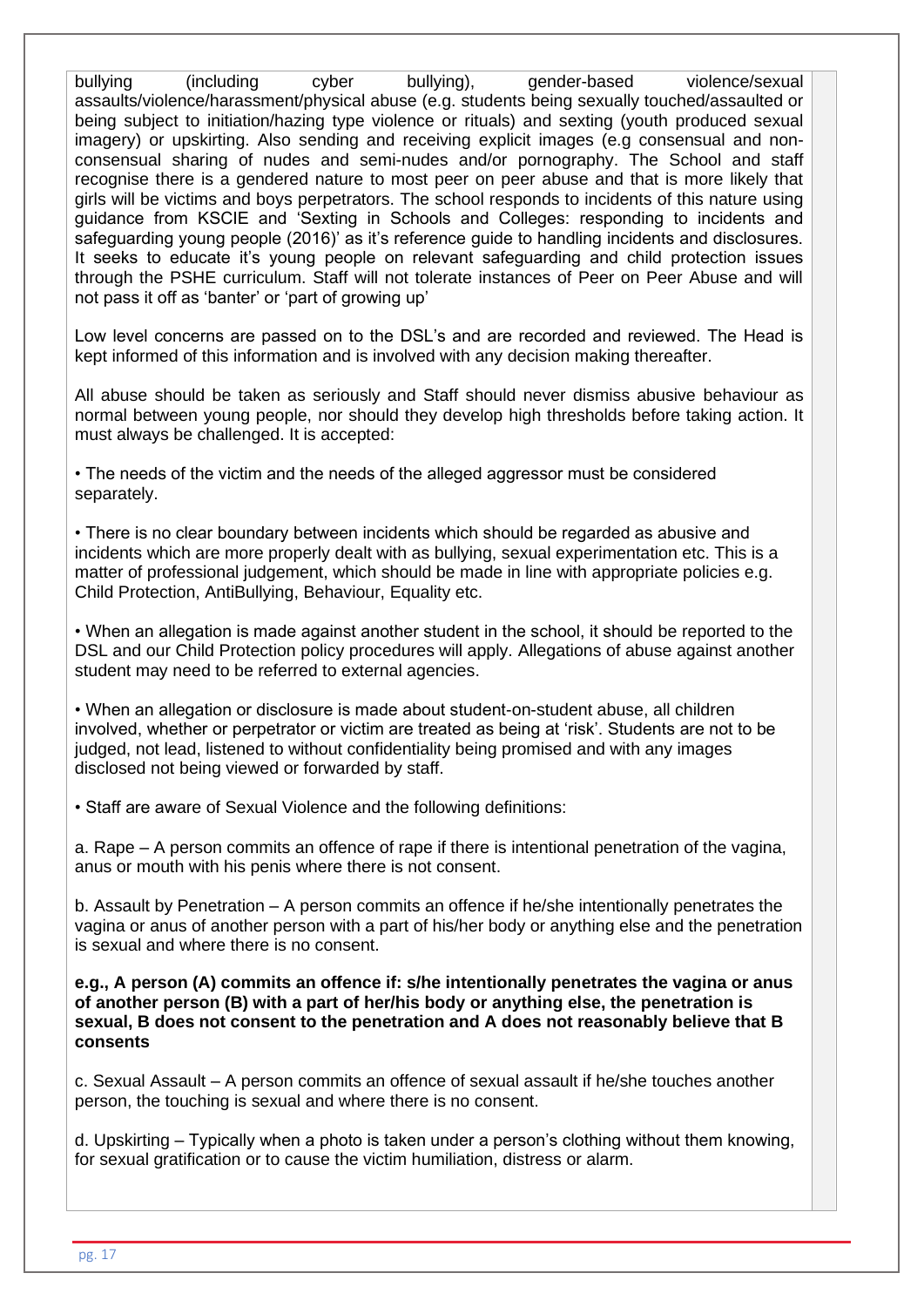bullying (including cyber bullying), gender-based violence/sexual assaults/violence/harassment/physical abuse (e.g. students being sexually touched/assaulted or being subject to initiation/hazing type violence or rituals) and sexting (youth produced sexual imagery) or upskirting. Also sending and receiving explicit images (e.g consensual and non-consensual sharing of nudes and semi-nudes and/or pornography. The School and staff recognise there is a gendered nature to most peer on peer abuse and that is more likely that girls will be victims and boys perpetrators. The school responds to incidents of this nature using guidance from KSCIE and 'Sexting in Schools and Colleges: responding to incidents and safeguarding young people (2016)' as it's reference guide to handling incidents and disclosures. It seeks to educate it's young people on relevant safeguarding and child protection issues through the PSHE curriculum. Staff will not tolerate instances of Peer on Peer Abuse and will not pass it off as 'banter' or 'part of growing up'

Low level concerns are passed on to the DSL's and are recorded and reviewed. The Head is kept informed of this information and is involved with any decision making thereafter.

All abuse should be taken as seriously and Staff should never dismiss abusive behaviour as normal between young people, nor should they develop high thresholds before taking action. It must always be challenged. It is accepted:

• The needs of the victim and the needs of the alleged aggressor must be considered separately.

• There is no clear boundary between incidents which should be regarded as abusive and incidents which are more properly dealt with as bullying, sexual experimentation etc. This is a matter of professional judgement, which should be made in line with appropriate policies e.g. Child Protection, AntiBullying, Behaviour, Equality etc.

• When an allegation is made against another student in the school, it should be reported to the DSL and our Child Protection policy procedures will apply. Allegations of abuse against another student may need to be referred to external agencies.

• When an allegation or disclosure is made about student-on-student abuse, all children involved, whether or perpetrator or victim are treated as being at 'risk'. Students are not to be judged, not lead, listened to without confidentiality being promised and with any images disclosed not being viewed or forwarded by staff.

• Staff are aware of Sexual Violence and the following definitions:

a. Rape – A person commits an offence of rape if there is intentional penetration of the vagina, anus or mouth with his penis where there is not consent.

b. Assault by Penetration – A person commits an offence if he/she intentionally penetrates the vagina or anus of another person with a part of his/her body or anything else and the penetration is sexual and where there is no consent.

**e.g., A person (A) commits an offence if: s/he intentionally penetrates the vagina or anus of another person (B) with a part of her/his body or anything else, the penetration is sexual, B does not consent to the penetration and A does not reasonably believe that B consents**

c. Sexual Assault – A person commits an offence of sexual assault if he/she touches another person, the touching is sexual and where there is no consent.

d. Upskirting – Typically when a photo is taken under a person's clothing without them knowing, for sexual gratification or to cause the victim humiliation, distress or alarm.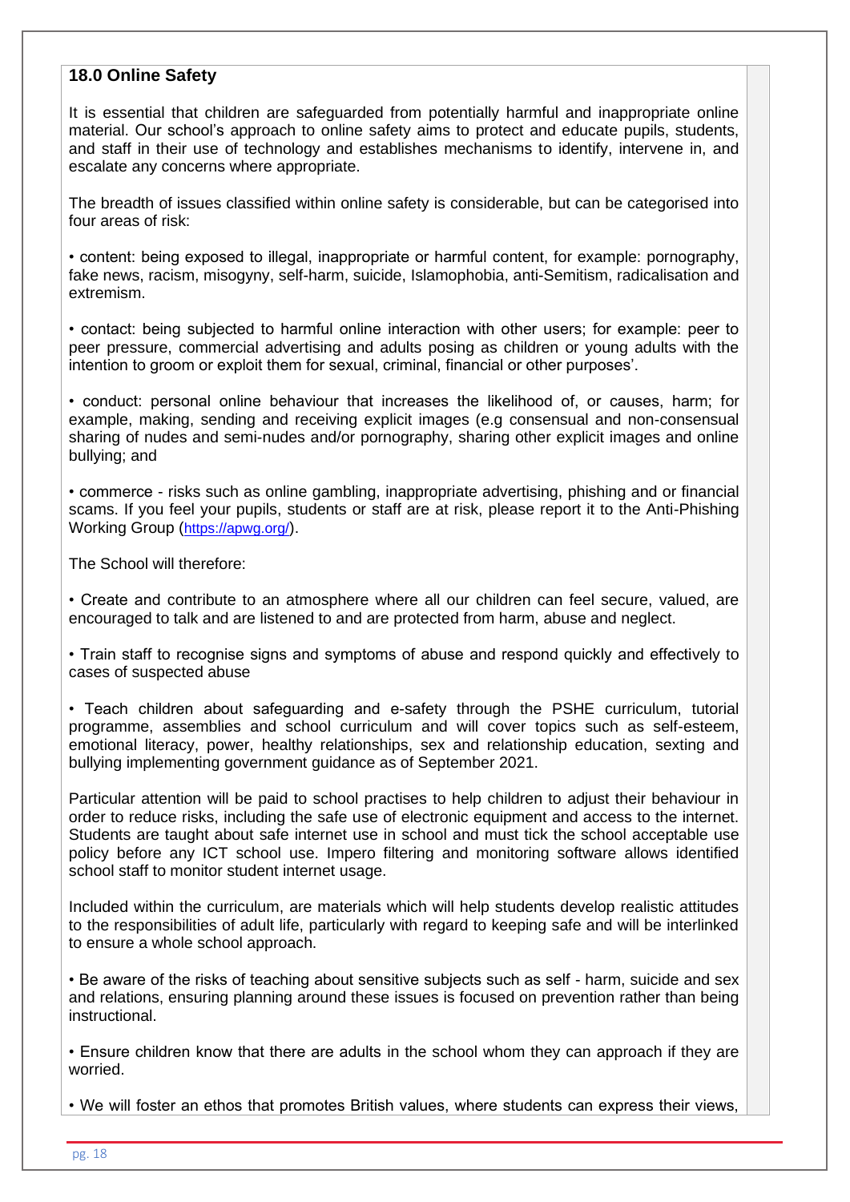## 18.0 Online Safety

It is essential that children are safeguarded from potentially harmful and inappropriate online material. Our school's approach to online safety aims to protect and educate pupils, students, and staff in their use of technology and establishes mechanisms to identify, intervene in, and escalate any concerns where appropriate.

The breadth of issues classified within online safety is considerable, but can be categorised into four areas of risk:

• content: being exposed to illegal, inappropriate or harmful content, for example: pornography, fake news, racism, misogyny, self-harm, suicide, Islamophobia, anti-Semitism, radicalisation and extremism.

• contact: being subjected to harmful online interaction with other users; for example: peer to peer pressure, commercial advertising and adults posing as children or young adults with the intention to groom or exploit them for sexual, criminal, financial or other purposes'.

• conduct: personal online behaviour that increases the likelihood of, or causes, harm; for example, making, sending and receiving explicit images (e.g consensual and non-consensual sharing of nudes and semi-nudes and/or pornography, sharing other explicit images and online bullying; and

• commerce - risks such as online gambling, inappropriate advertising, phishing and or financial scams. If you feel your pupils, students or staff are at risk, please report it to the Anti-Phishing Working Group (https://apwg.org/).

The School will therefore:

• Create and contribute to an atmosphere where all our children can feel secure, valued, are encouraged to talk and are listened to and are protected from harm, abuse and neglect.

• Train staff to recognise signs and symptoms of abuse and respond quickly and effectively to cases of suspected abuse

• Teach children about safeguarding and e-safety through the PSHE curriculum, tutorial programme, assemblies and school curriculum and will cover topics such as self-esteem, emotional literacy, power, healthy relationships, sex and relationship education, sexting and bullying implementing government guidance as of September 2021.

Particular attention will be paid to school practises to help children to adjust their behaviour in order to reduce risks, including the safe use of electronic equipment and access to the internet. Students are taught about safe internet use in school and must tick the school acceptable use policy before any ICT school use. Impero filtering and monitoring software allows identified school staff to monitor student internet usage.

Included within the curriculum, are materials which will help students develop realistic attitudes to the responsibilities of adult life, particularly with regard to keeping safe and will be interlinked to ensure a whole school approach.

• Be aware of the risks of teaching about sensitive subjects such as self - harm, suicide and sex and relations, ensuring planning around these issues is focused on prevention rather than being instructional.

• Ensure children know that there are adults in the school whom they can approach if they are worried.

• We will foster an ethos that promotes British values, where students can express their views,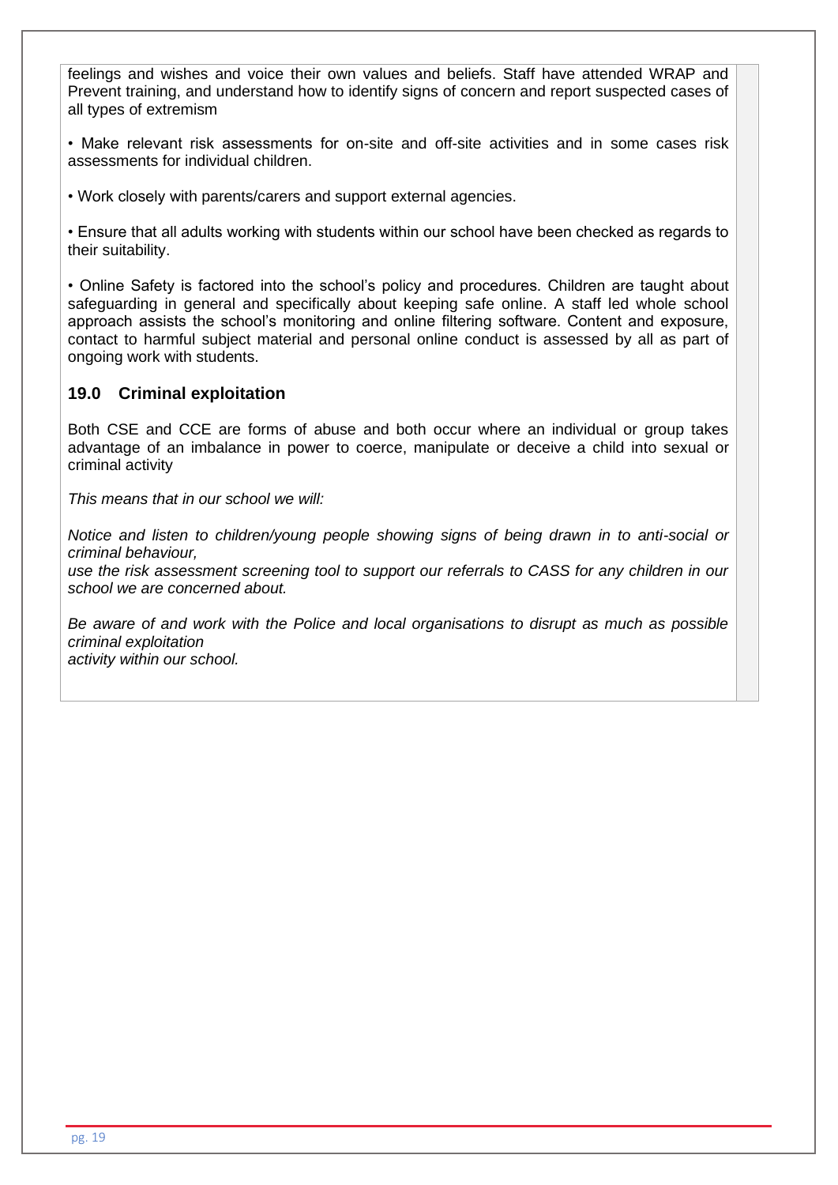feelings and wishes and voice their own values and beliefs. Staff have attended WRAP and Prevent training, and understand how to identify signs of concern and report suspected cases of all types of extremism

• Make relevant risk assessments for on-site and off-site activities and in some cases risk assessments for individual children.

• Work closely with parents/carers and support external agencies.

• Ensure that all adults working with students within our school have been checked as regards to their suitability.

• Online Safety is factored into the school's policy and procedures. Children are taught about safeguarding in general and specifically about keeping safe online. A staff led whole school approach assists the school's monitoring and online filtering software. Content and exposure, contact to harmful subject material and personal online conduct is assessed by all as part of ongoing work with students.

## 19.0 Criminal exploitation

Both CSE and CCE are forms of abuse and both occur where an individual or group takes advantage of an imbalance in power to coerce, manipulate or deceive a child into sexual or criminal activity

*This means that in our school we will:*

*Notice and listen to children/young people showing signs of being drawn in to anti-social or criminal behaviour,*
*use the risk assessment screening tool to support our referrals to CASS for any children in our school we are concerned about.*

*Be aware of and work with the Police and local organisations to disrupt as much as possible criminal exploitation*
*activity within our school.*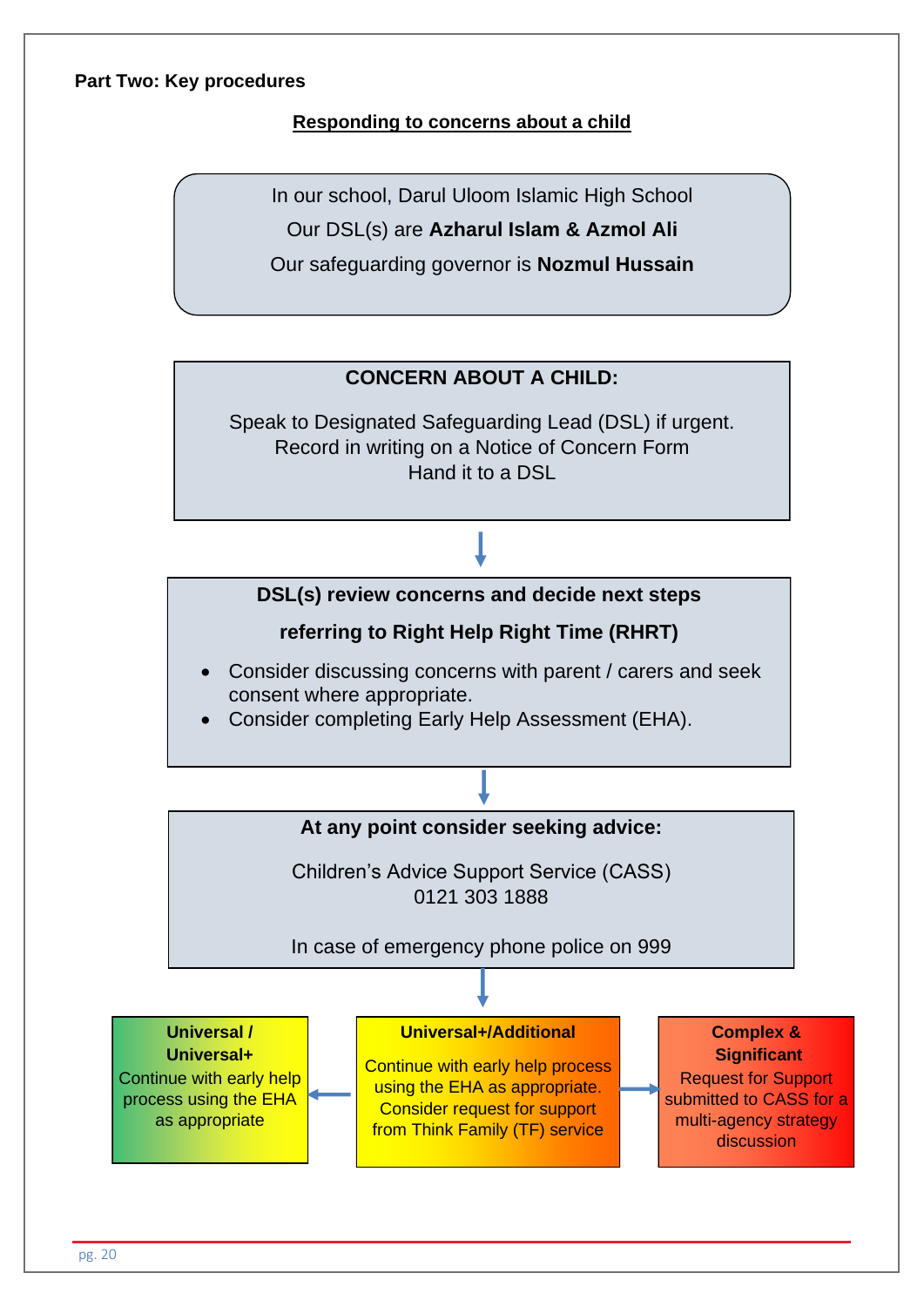**Part Two: Key procedures**

**Responding to concerns about a child**

In our school, Darul Uloom Islamic High School

Our DSL(s) are **Azharul Islam & Azmol Ali**

Our safeguarding governor is **Nozmul Hussain**

**CONCERN ABOUT A CHILD:**

Speak to Designated Safeguarding Lead (DSL) if urgent.
Record in writing on a Notice of Concern Form
Hand it to a DSL

↓

**DSL(s) review concerns and decide next steps**

**referring to Right Help Right Time (RHRT)**

- Consider discussing concerns with parent / carers and seek consent where appropriate.
- Consider completing Early Help Assessment (EHA).

↓

**At any point consider seeking advice:**

Children's Advice Support Service (CASS)
0121 303 1888

In case of emergency phone police on 999

↓

| **Universal / Universal+** | **Universal+/Additional** | **Complex & Significant** |
| --- | --- | --- |
| Continue with early help process using the EHA as appropriate | Continue with early help process using the EHA as appropriate. Consider request for support from Think Family (TF) service | Request for Support submitted to CASS for a multi-agency strategy discussion |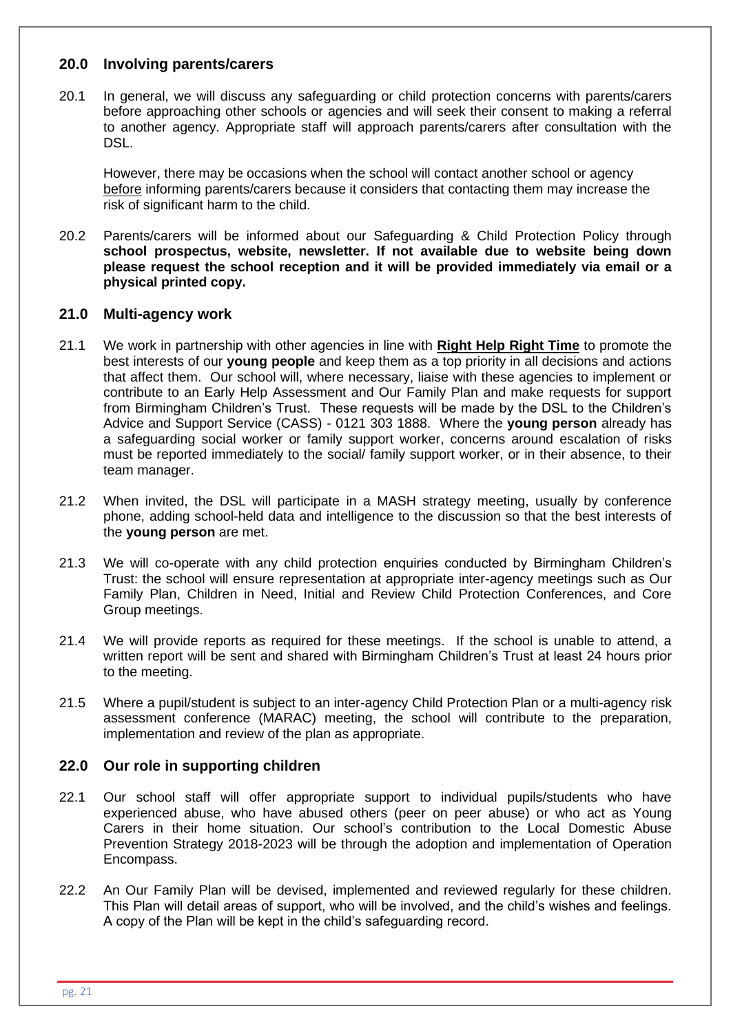## 20.0 Involving parents/carers

20.1 In general, we will discuss any safeguarding or child protection concerns with parents/carers before approaching other schools or agencies and will seek their consent to making a referral to another agency. Appropriate staff will approach parents/carers after consultation with the DSL.

However, there may be occasions when the school will contact another school or agency before informing parents/carers because it considers that contacting them may increase the risk of significant harm to the child.

20.2 Parents/carers will be informed about our Safeguarding & Child Protection Policy through **school prospectus, website, newsletter. If not available due to website being down please request the school reception and it will be provided immediately via email or a physical printed copy.**

## 21.0 Multi-agency work

21.1 We work in partnership with other agencies in line with **Right Help Right Time** to promote the best interests of our **young people** and keep them as a top priority in all decisions and actions that affect them. Our school will, where necessary, liaise with these agencies to implement or contribute to an Early Help Assessment and Our Family Plan and make requests for support from Birmingham Children's Trust. These requests will be made by the DSL to the Children's Advice and Support Service (CASS) - 0121 303 1888. Where the **young person** already has a safeguarding social worker or family support worker, concerns around escalation of risks must be reported immediately to the social/ family support worker, or in their absence, to their team manager.

21.2 When invited, the DSL will participate in a MASH strategy meeting, usually by conference phone, adding school-held data and intelligence to the discussion so that the best interests of the **young person** are met.

21.3 We will co-operate with any child protection enquiries conducted by Birmingham Children's Trust: the school will ensure representation at appropriate inter-agency meetings such as Our Family Plan, Children in Need, Initial and Review Child Protection Conferences, and Core Group meetings.

21.4 We will provide reports as required for these meetings. If the school is unable to attend, a written report will be sent and shared with Birmingham Children's Trust at least 24 hours prior to the meeting.

21.5 Where a pupil/student is subject to an inter-agency Child Protection Plan or a multi-agency risk assessment conference (MARAC) meeting, the school will contribute to the preparation, implementation and review of the plan as appropriate.

## 22.0 Our role in supporting children

22.1 Our school staff will offer appropriate support to individual pupils/students who have experienced abuse, who have abused others (peer on peer abuse) or who act as Young Carers in their home situation. Our school's contribution to the Local Domestic Abuse Prevention Strategy 2018-2023 will be through the adoption and implementation of Operation Encompass.

22.2 An Our Family Plan will be devised, implemented and reviewed regularly for these children. This Plan will detail areas of support, who will be involved, and the child's wishes and feelings. A copy of the Plan will be kept in the child's safeguarding record.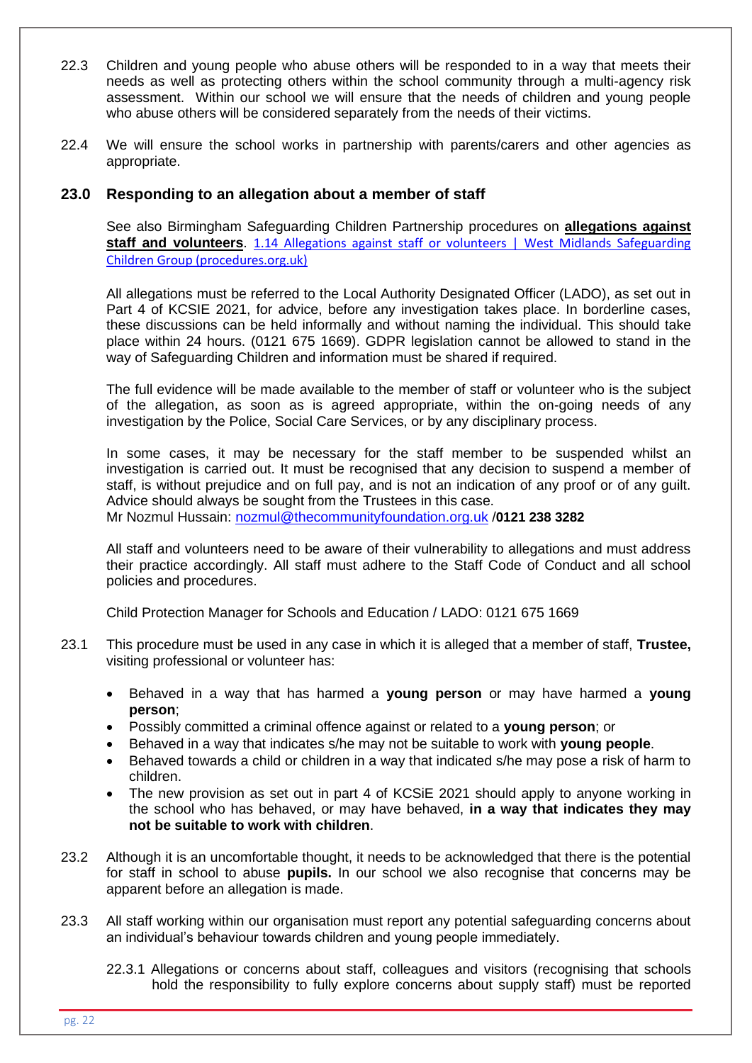22.3 Children and young people who abuse others will be responded to in a way that meets their needs as well as protecting others within the school community through a multi-agency risk assessment. Within our school we will ensure that the needs of children and young people who abuse others will be considered separately from the needs of their victims.

22.4 We will ensure the school works in partnership with parents/carers and other agencies as appropriate.

## 23.0 Responding to an allegation about a member of staff

See also Birmingham Safeguarding Children Partnership procedures on **allegations against staff and volunteers**. [1.14 Allegations against staff or volunteers | West Midlands Safeguarding Children Group (procedures.org.uk)](1.14 Allegations against staff or volunteers | West Midlands Safeguarding Children Group (procedures.org.uk))

All allegations must be referred to the Local Authority Designated Officer (LADO), as set out in Part 4 of KCSIE 2021, for advice, before any investigation takes place. In borderline cases, these discussions can be held informally and without naming the individual. This should take place within 24 hours. (0121 675 1669). GDPR legislation cannot be allowed to stand in the way of Safeguarding Children and information must be shared if required.

The full evidence will be made available to the member of staff or volunteer who is the subject of the allegation, as soon as is agreed appropriate, within the on-going needs of any investigation by the Police, Social Care Services, or by any disciplinary process.

In some cases, it may be necessary for the staff member to be suspended whilst an investigation is carried out. It must be recognised that any decision to suspend a member of staff, is without prejudice and on full pay, and is not an indication of any proof or of any guilt. Advice should always be sought from the Trustees in this case.
Mr Nozmul Hussain: nozmul@thecommunityfoundation.org.uk /**0121 238 3282**

All staff and volunteers need to be aware of their vulnerability to allegations and must address their practice accordingly. All staff must adhere to the Staff Code of Conduct and all school policies and procedures.

Child Protection Manager for Schools and Education / LADO: 0121 675 1669

23.1 This procedure must be used in any case in which it is alleged that a member of staff, **Trustee,** visiting professional or volunteer has:

- Behaved in a way that has harmed a **young person** or may have harmed a **young person**;
- Possibly committed a criminal offence against or related to a **young person**; or
- Behaved in a way that indicates s/he may not be suitable to work with **young people**.
- Behaved towards a child or children in a way that indicated s/he may pose a risk of harm to children.
- The new provision as set out in part 4 of KCSiE 2021 should apply to anyone working in the school who has behaved, or may have behaved, **in a way that indicates they may not be suitable to work with children**.

23.2 Although it is an uncomfortable thought, it needs to be acknowledged that there is the potential for staff in school to abuse **pupils.** In our school we also recognise that concerns may be apparent before an allegation is made.

23.3 All staff working within our organisation must report any potential safeguarding concerns about an individual's behaviour towards children and young people immediately.

22.3.1 Allegations or concerns about staff, colleagues and visitors (recognising that schools hold the responsibility to fully explore concerns about supply staff) must be reported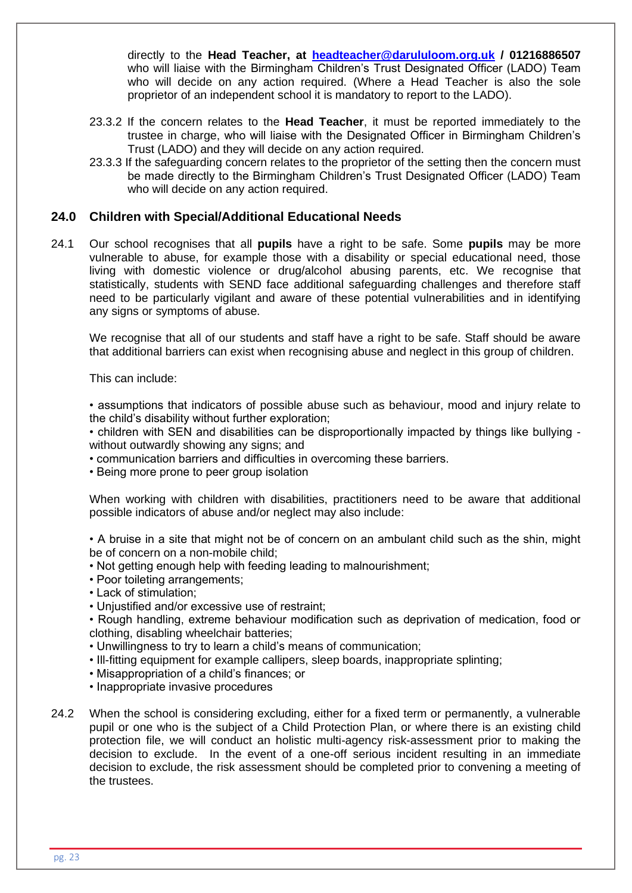directly to the **Head Teacher, at [headteacher@darululoom.org.uk](mailto:headteacher@darululoom.org.uk) / 01216886507** who will liaise with the Birmingham Children's Trust Designated Officer (LADO) Team who will decide on any action required. (Where a Head Teacher is also the sole proprietor of an independent school it is mandatory to report to the LADO).

23.3.2 If the concern relates to the **Head Teacher**, it must be reported immediately to the trustee in charge, who will liaise with the Designated Officer in Birmingham Children's Trust (LADO) and they will decide on any action required.

23.3.3 If the safeguarding concern relates to the proprietor of the setting then the concern must be made directly to the Birmingham Children's Trust Designated Officer (LADO) Team who will decide on any action required.

## 24.0 Children with Special/Additional Educational Needs

24.1 Our school recognises that all **pupils** have a right to be safe. Some **pupils** may be more vulnerable to abuse, for example those with a disability or special educational need, those living with domestic violence or drug/alcohol abusing parents, etc. We recognise that statistically, students with SEND face additional safeguarding challenges and therefore staff need to be particularly vigilant and aware of these potential vulnerabilities and in identifying any signs or symptoms of abuse.

We recognise that all of our students and staff have a right to be safe. Staff should be aware that additional barriers can exist when recognising abuse and neglect in this group of children.

This can include:

- assumptions that indicators of possible abuse such as behaviour, mood and injury relate to the child's disability without further exploration;
- children with SEN and disabilities can be disproportionally impacted by things like bullying - without outwardly showing any signs; and
- communication barriers and difficulties in overcoming these barriers.
- Being more prone to peer group isolation

When working with children with disabilities, practitioners need to be aware that additional possible indicators of abuse and/or neglect may also include:

- A bruise in a site that might not be of concern on an ambulant child such as the shin, might be of concern on a non-mobile child;
- Not getting enough help with feeding leading to malnourishment;
- Poor toileting arrangements;
- Lack of stimulation;
- Unjustified and/or excessive use of restraint;
- Rough handling, extreme behaviour modification such as deprivation of medication, food or clothing, disabling wheelchair batteries;
- Unwillingness to try to learn a child's means of communication;
- Ill-fitting equipment for example callipers, sleep boards, inappropriate splinting;
- Misappropriation of a child's finances; or
- Inappropriate invasive procedures

24.2 When the school is considering excluding, either for a fixed term or permanently, a vulnerable pupil or one who is the subject of a Child Protection Plan, or where there is an existing child protection file, we will conduct an holistic multi-agency risk-assessment prior to making the decision to exclude. In the event of a one-off serious incident resulting in an immediate decision to exclude, the risk assessment should be completed prior to convening a meeting of the trustees.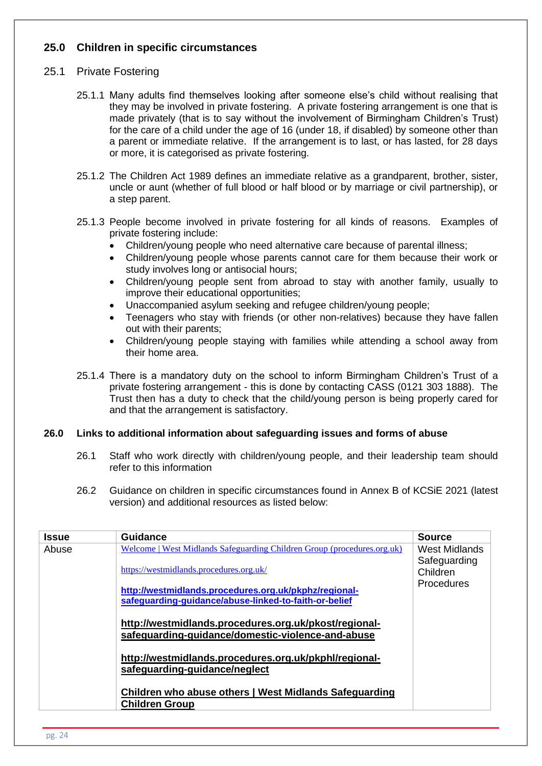## 25.0 Children in specific circumstances

### 25.1 Private Fostering

25.1.1 Many adults find themselves looking after someone else's child without realising that they may be involved in private fostering. A private fostering arrangement is one that is made privately (that is to say without the involvement of Birmingham Children's Trust) for the care of a child under the age of 16 (under 18, if disabled) by someone other than a parent or immediate relative. If the arrangement is to last, or has lasted, for 28 days or more, it is categorised as private fostering.

25.1.2 The Children Act 1989 defines an immediate relative as a grandparent, brother, sister, uncle or aunt (whether of full blood or half blood or by marriage or civil partnership), or a step parent.

25.1.3 People become involved in private fostering for all kinds of reasons. Examples of private fostering include:

- Children/young people who need alternative care because of parental illness;
- Children/young people whose parents cannot care for them because their work or study involves long or antisocial hours;
- Children/young people sent from abroad to stay with another family, usually to improve their educational opportunities;
- Unaccompanied asylum seeking and refugee children/young people;
- Teenagers who stay with friends (or other non-relatives) because they have fallen out with their parents;
- Children/young people staying with families while attending a school away from their home area.

25.1.4 There is a mandatory duty on the school to inform Birmingham Children's Trust of a private fostering arrangement - this is done by contacting CASS (0121 303 1888). The Trust then has a duty to check that the child/young person is being properly cared for and that the arrangement is satisfactory.

## 26.0 Links to additional information about safeguarding issues and forms of abuse

26.1 Staff who work directly with children/young people, and their leadership team should refer to this information

26.2 Guidance on children in specific circumstances found in Annex B of KCSiE 2021 (latest version) and additional resources as listed below:

| Issue | Guidance | Source |
|---|---|---|
| Abuse | Welcome \| West Midlands Safeguarding Children Group (procedures.org.uk)<br><br>https://westmidlands.procedures.org.uk/<br><br>http://westmidlands.procedures.org.uk/pkphz/regional-safeguarding-guidance/abuse-linked-to-faith-or-belief<br><br>http://westmidlands.procedures.org.uk/pkost/regional-safeguarding-guidance/domestic-violence-and-abuse<br><br>http://westmidlands.procedures.org.uk/pkphl/regional-safeguarding-guidance/neglect<br><br>Children who abuse others \| West Midlands Safeguarding Children Group | West Midlands Safeguarding Children Procedures |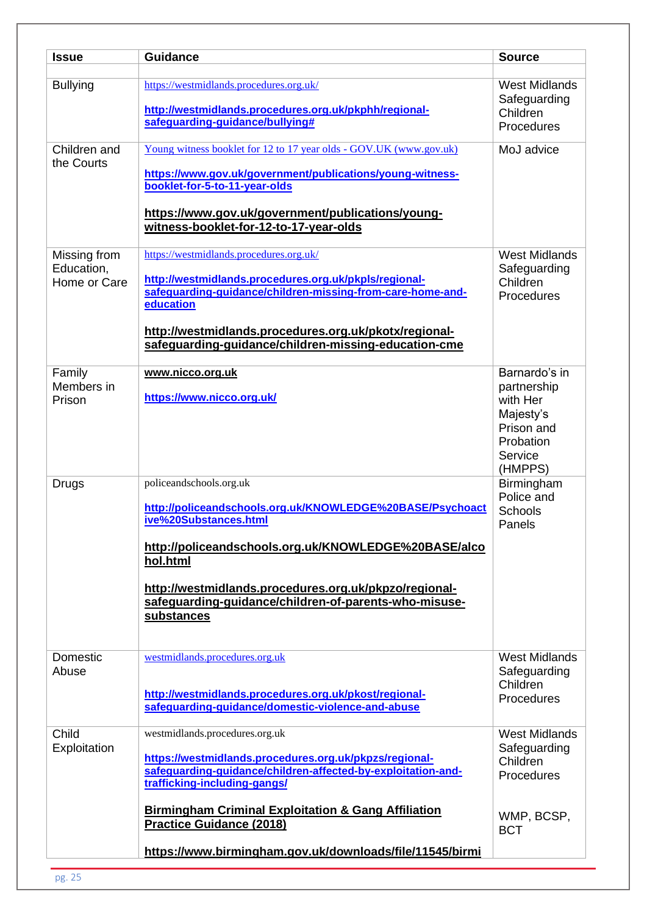| Issue | Guidance | Source |
|---|---|---|
| | | |
| Bullying | https://westmidlands.procedures.org.uk/<br><br>**http://westmidlands.procedures.org.uk/pkphh/regional-safeguarding-guidance/bullying#** | West Midlands Safeguarding Children Procedures |
| Children and the Courts | Young witness booklet for 12 to 17 year olds - GOV.UK (www.gov.uk)<br><br>**https://www.gov.uk/government/publications/young-witness-booklet-for-5-to-11-year-olds**<br><br>**https://www.gov.uk/government/publications/young-witness-booklet-for-12-to-17-year-olds** | MoJ advice |
| Missing from Education, Home or Care | https://westmidlands.procedures.org.uk/<br><br>**http://westmidlands.procedures.org.uk/pkpls/regional-safeguarding-guidance/children-missing-from-care-home-and-education**<br><br>**http://westmidlands.procedures.org.uk/pkotx/regional-safeguarding-guidance/children-missing-education-cme** | West Midlands Safeguarding Children Procedures |
| Family Members in Prison | **www.nicco.org.uk**<br><br>**https://www.nicco.org.uk/** | Barnardo's in partnership with Her Majesty's Prison and Probation Service (HMPPS) |
| Drugs | policeandschools.org.uk<br><br>**http://policeandschools.org.uk/KNOWLEDGE%20BASE/Psychoactive%20Substances.html**<br><br>**http://policeandschools.org.uk/KNOWLEDGE%20BASE/alcohol.html**<br><br>**http://westmidlands.procedures.org.uk/pkpzo/regional-safeguarding-guidance/children-of-parents-who-misuse-substances** | Birmingham Police and Schools Panels |
| Domestic Abuse | westmidlands.procedures.org.uk<br><br>**http://westmidlands.procedures.org.uk/pkost/regional-safeguarding-guidance/domestic-violence-and-abuse** | West Midlands Safeguarding Children Procedures |
| Child Exploitation | westmidlands.procedures.org.uk<br><br>**https://westmidlands.procedures.org.uk/pkpzs/regional-safeguarding-guidance/children-affected-by-exploitation-and-trafficking-including-gangs/**<br><br>**Birmingham Criminal Exploitation & Gang Affiliation Practice Guidance (2018)**<br><br>**https://www.birmingham.gov.uk/downloads/file/11545/birmi** | West Midlands Safeguarding Children Procedures<br><br>WMP, BCSP, BCT |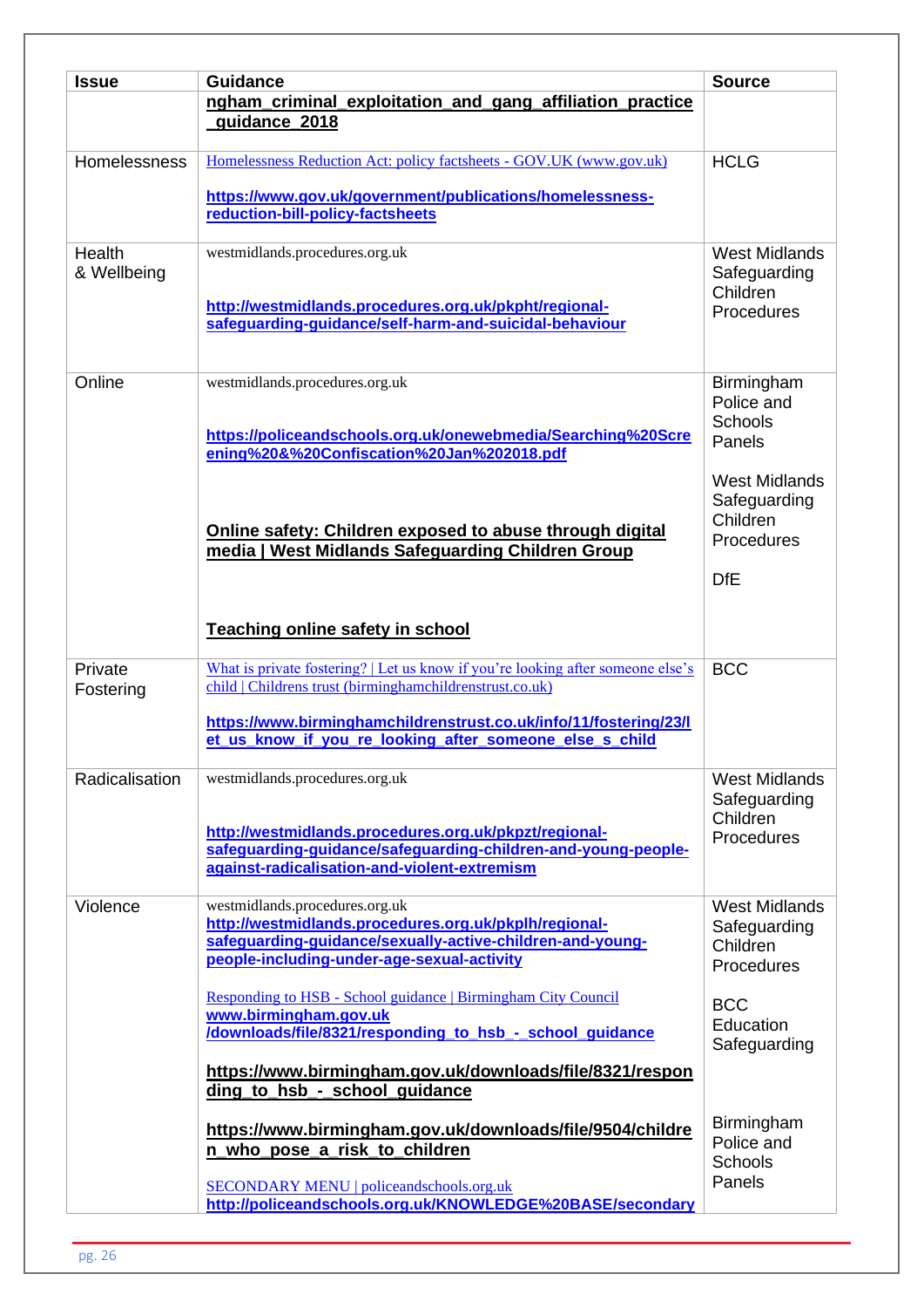| Issue | Guidance | Source |
|---|---|---|
| | ngham_criminal_exploitation_and_gang_affiliation_practice_guidance_2018 | |
| Homelessness | Homelessness Reduction Act: policy factsheets - GOV.UK (www.gov.uk)<br><br>**https://www.gov.uk/government/publications/homelessness-reduction-bill-policy-factsheets** | HCLG |
| Health & Wellbeing | westmidlands.procedures.org.uk<br><br>**http://westmidlands.procedures.org.uk/pkpht/regional-safeguarding-guidance/self-harm-and-suicidal-behaviour** | West Midlands Safeguarding Children Procedures |
| Online | westmidlands.procedures.org.uk<br><br>**https://policeandschools.org.uk/onewebmedia/Searching%20Screening%20&%20Confiscation%20Jan%202018.pdf**<br><br>**Online safety: Children exposed to abuse through digital media \| West Midlands Safeguarding Children Group**<br><br>**Teaching online safety in school** | Birmingham Police and Schools Panels<br><br>West Midlands Safeguarding Children Procedures<br><br>DfE |
| Private Fostering | What is private fostering? \| Let us know if you're looking after someone else's child \| Childrens trust (birminghamchildrenstrust.co.uk)<br><br>**https://www.birminghamchildrenstrust.co.uk/info/11/fostering/23/let_us_know_if_you_re_looking_after_someone_else_s_child** | BCC |
| Radicalisation | westmidlands.procedures.org.uk<br><br>**http://westmidlands.procedures.org.uk/pkpzt/regional-safeguarding-guidance/safeguarding-children-and-young-people-against-radicalisation-and-violent-extremism** | West Midlands Safeguarding Children Procedures |
| Violence | westmidlands.procedures.org.uk<br>**http://westmidlands.procedures.org.uk/pkplh/regional-safeguarding-guidance/sexually-active-children-and-young-people-including-under-age-sexual-activity**<br><br>Responding to HSB - School guidance \| Birmingham City Council<br>**www.birmingham.gov.uk /downloads/file/8321/responding_to_hsb_-_school_guidance**<br><br>**https://www.birmingham.gov.uk/downloads/file/8321/responding_to_hsb_-_school_guidance**<br><br>**https://www.birmingham.gov.uk/downloads/file/9504/children_who_pose_a_risk_to_children**<br><br>SECONDARY MENU \| policeandschools.org.uk<br>**http://policeandschools.org.uk/KNOWLEDGE%20BASE/secondary** | West Midlands Safeguarding Children Procedures<br><br>BCC Education Safeguarding<br><br>Birmingham Police and Schools Panels |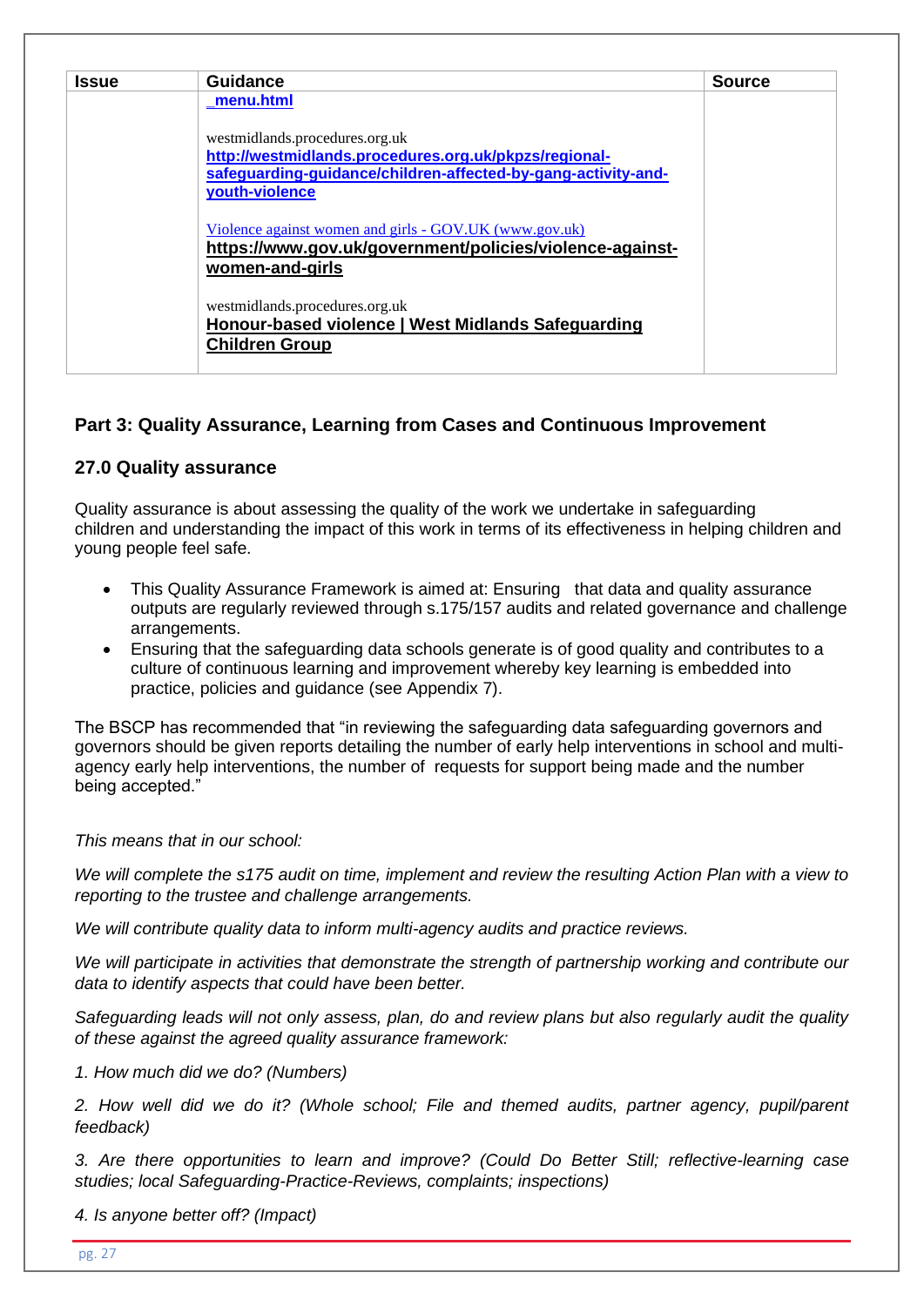| Issue | Guidance | Source |
|---|---|---|
| | **_menu.html**<br><br>westmidlands.procedures.org.uk<br>**http://westmidlands.procedures.org.uk/pkpzs/regional-safeguarding-guidance/children-affected-by-gang-activity-and-youth-violence**<br><br>Violence against women and girls - GOV.UK (www.gov.uk)<br>**https://www.gov.uk/government/policies/violence-against-women-and-girls**<br><br>westmidlands.procedures.org.uk<br>**Honour-based violence \| West Midlands Safeguarding Children Group** | |

## Part 3: Quality Assurance, Learning from Cases and Continuous Improvement

### 27.0 Quality assurance

Quality assurance is about assessing the quality of the work we undertake in safeguarding children and understanding the impact of this work in terms of its effectiveness in helping children and young people feel safe.

- This Quality Assurance Framework is aimed at: Ensuring that data and quality assurance outputs are regularly reviewed through s.175/157 audits and related governance and challenge arrangements.
- Ensuring that the safeguarding data schools generate is of good quality and contributes to a culture of continuous learning and improvement whereby key learning is embedded into practice, policies and guidance (see Appendix 7).

The BSCP has recommended that "in reviewing the safeguarding data safeguarding governors and governors should be given reports detailing the number of early help interventions in school and multi-agency early help interventions, the number of requests for support being made and the number being accepted."

*This means that in our school:*

*We will complete the s175 audit on time, implement and review the resulting Action Plan with a view to reporting to the trustee and challenge arrangements.*

*We will contribute quality data to inform multi-agency audits and practice reviews.*

*We will participate in activities that demonstrate the strength of partnership working and contribute our data to identify aspects that could have been better.*

*Safeguarding leads will not only assess, plan, do and review plans but also regularly audit the quality of these against the agreed quality assurance framework:*

*1. How much did we do? (Numbers)*

*2. How well did we do it? (Whole school; File and themed audits, partner agency, pupil/parent feedback)*

*3. Are there opportunities to learn and improve? (Could Do Better Still; reflective-learning case studies; local Safeguarding-Practice-Reviews, complaints; inspections)*

*4. Is anyone better off? (Impact)*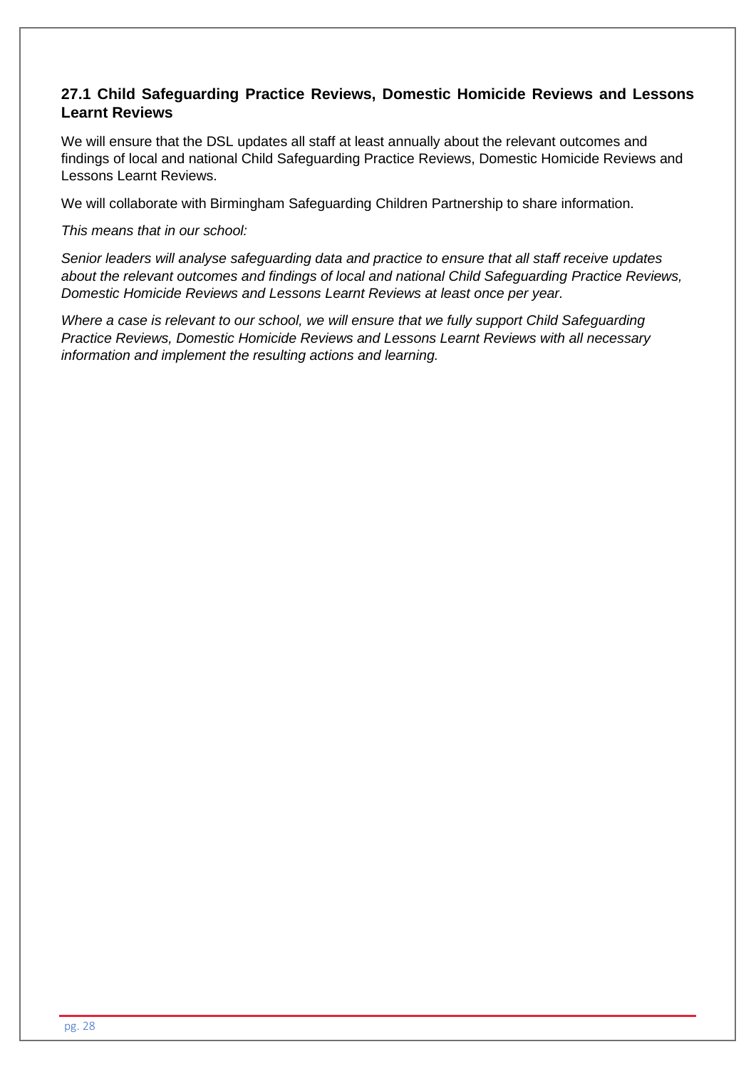### 27.1 Child Safeguarding Practice Reviews, Domestic Homicide Reviews and Lessons Learnt Reviews

We will ensure that the DSL updates all staff at least annually about the relevant outcomes and findings of local and national Child Safeguarding Practice Reviews, Domestic Homicide Reviews and Lessons Learnt Reviews.

We will collaborate with Birmingham Safeguarding Children Partnership to share information.

*This means that in our school:*

*Senior leaders will analyse safeguarding data and practice to ensure that all staff receive updates about the relevant outcomes and findings of local and national Child Safeguarding Practice Reviews, Domestic Homicide Reviews and Lessons Learnt Reviews at least once per year.*

*Where a case is relevant to our school, we will ensure that we fully support Child Safeguarding Practice Reviews, Domestic Homicide Reviews and Lessons Learnt Reviews with all necessary information and implement the resulting actions and learning.*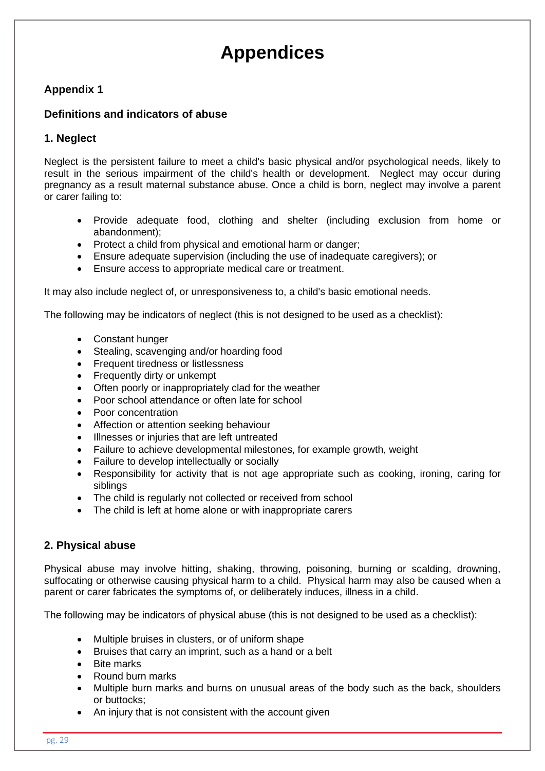# Appendices

### Appendix 1

### Definitions and indicators of abuse

### 1. Neglect

Neglect is the persistent failure to meet a child's basic physical and/or psychological needs, likely to result in the serious impairment of the child's health or development. Neglect may occur during pregnancy as a result maternal substance abuse. Once a child is born, neglect may involve a parent or carer failing to:

- Provide adequate food, clothing and shelter (including exclusion from home or abandonment);
- Protect a child from physical and emotional harm or danger;
- Ensure adequate supervision (including the use of inadequate caregivers); or
- Ensure access to appropriate medical care or treatment.

It may also include neglect of, or unresponsiveness to, a child's basic emotional needs.

The following may be indicators of neglect (this is not designed to be used as a checklist):

- Constant hunger
- Stealing, scavenging and/or hoarding food
- Frequent tiredness or listlessness
- Frequently dirty or unkempt
- Often poorly or inappropriately clad for the weather
- Poor school attendance or often late for school
- Poor concentration
- Affection or attention seeking behaviour
- Illnesses or injuries that are left untreated
- Failure to achieve developmental milestones, for example growth, weight
- Failure to develop intellectually or socially
- Responsibility for activity that is not age appropriate such as cooking, ironing, caring for siblings
- The child is regularly not collected or received from school
- The child is left at home alone or with inappropriate carers

### 2. Physical abuse

Physical abuse may involve hitting, shaking, throwing, poisoning, burning or scalding, drowning, suffocating or otherwise causing physical harm to a child. Physical harm may also be caused when a parent or carer fabricates the symptoms of, or deliberately induces, illness in a child.

The following may be indicators of physical abuse (this is not designed to be used as a checklist):

- Multiple bruises in clusters, or of uniform shape
- Bruises that carry an imprint, such as a hand or a belt
- Bite marks
- Round burn marks
- Multiple burn marks and burns on unusual areas of the body such as the back, shoulders or buttocks;
- An injury that is not consistent with the account given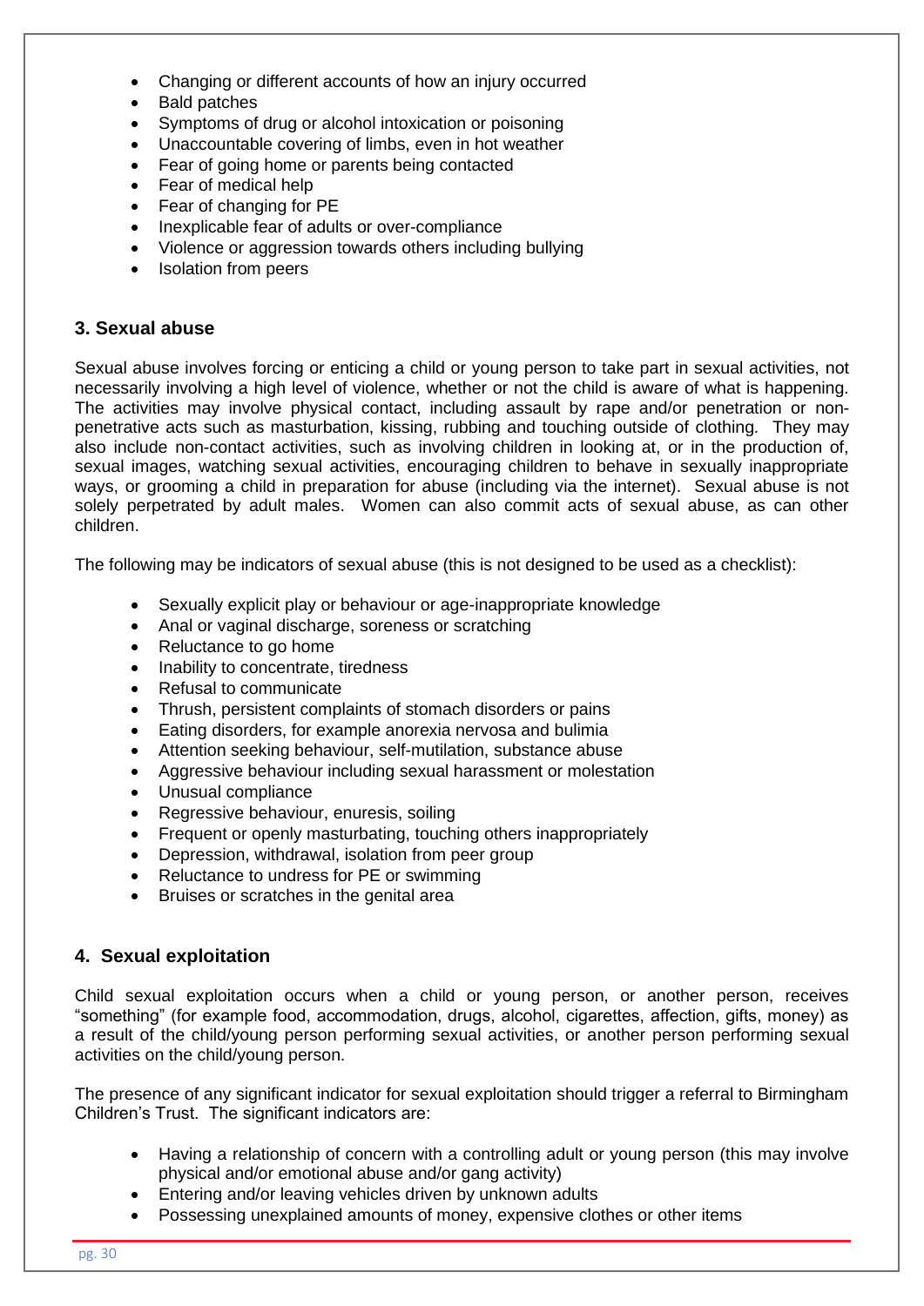- Changing or different accounts of how an injury occurred
- Bald patches
- Symptoms of drug or alcohol intoxication or poisoning
- Unaccountable covering of limbs, even in hot weather
- Fear of going home or parents being contacted
- Fear of medical help
- Fear of changing for PE
- Inexplicable fear of adults or over-compliance
- Violence or aggression towards others including bullying
- Isolation from peers

### 3. Sexual abuse

Sexual abuse involves forcing or enticing a child or young person to take part in sexual activities, not necessarily involving a high level of violence, whether or not the child is aware of what is happening. The activities may involve physical contact, including assault by rape and/or penetration or non-penetrative acts such as masturbation, kissing, rubbing and touching outside of clothing. They may also include non-contact activities, such as involving children in looking at, or in the production of, sexual images, watching sexual activities, encouraging children to behave in sexually inappropriate ways, or grooming a child in preparation for abuse (including via the internet). Sexual abuse is not solely perpetrated by adult males. Women can also commit acts of sexual abuse, as can other children.

The following may be indicators of sexual abuse (this is not designed to be used as a checklist):

- Sexually explicit play or behaviour or age-inappropriate knowledge
- Anal or vaginal discharge, soreness or scratching
- Reluctance to go home
- Inability to concentrate, tiredness
- Refusal to communicate
- Thrush, persistent complaints of stomach disorders or pains
- Eating disorders, for example anorexia nervosa and bulimia
- Attention seeking behaviour, self-mutilation, substance abuse
- Aggressive behaviour including sexual harassment or molestation
- Unusual compliance
- Regressive behaviour, enuresis, soiling
- Frequent or openly masturbating, touching others inappropriately
- Depression, withdrawal, isolation from peer group
- Reluctance to undress for PE or swimming
- Bruises or scratches in the genital area

### 4. Sexual exploitation

Child sexual exploitation occurs when a child or young person, or another person, receives "something" (for example food, accommodation, drugs, alcohol, cigarettes, affection, gifts, money) as a result of the child/young person performing sexual activities, or another person performing sexual activities on the child/young person.

The presence of any significant indicator for sexual exploitation should trigger a referral to Birmingham Children's Trust. The significant indicators are:

- Having a relationship of concern with a controlling adult or young person (this may involve physical and/or emotional abuse and/or gang activity)
- Entering and/or leaving vehicles driven by unknown adults
- Possessing unexplained amounts of money, expensive clothes or other items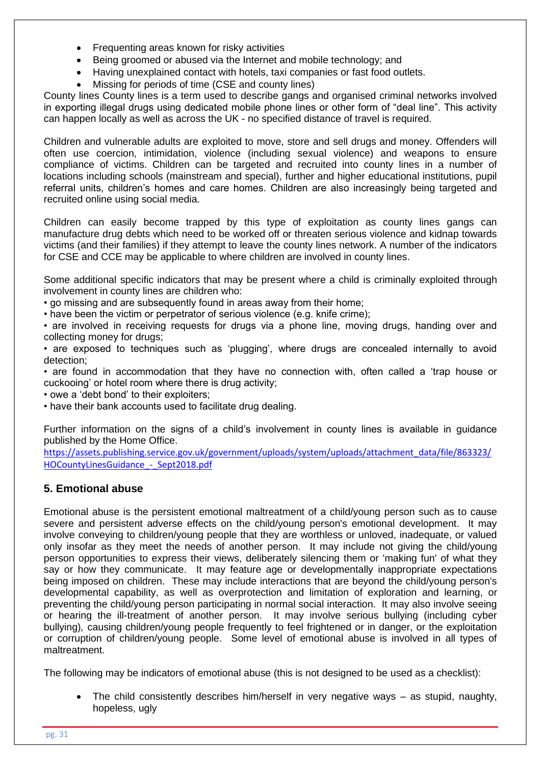- Frequenting areas known for risky activities
- Being groomed or abused via the Internet and mobile technology; and
- Having unexplained contact with hotels, taxi companies or fast food outlets.
- Missing for periods of time (CSE and county lines)

County lines County lines is a term used to describe gangs and organised criminal networks involved in exporting illegal drugs using dedicated mobile phone lines or other form of "deal line". This activity can happen locally as well as across the UK - no specified distance of travel is required.

Children and vulnerable adults are exploited to move, store and sell drugs and money. Offenders will often use coercion, intimidation, violence (including sexual violence) and weapons to ensure compliance of victims. Children can be targeted and recruited into county lines in a number of locations including schools (mainstream and special), further and higher educational institutions, pupil referral units, children's homes and care homes. Children are also increasingly being targeted and recruited online using social media.

Children can easily become trapped by this type of exploitation as county lines gangs can manufacture drug debts which need to be worked off or threaten serious violence and kidnap towards victims (and their families) if they attempt to leave the county lines network. A number of the indicators for CSE and CCE may be applicable to where children are involved in county lines.

Some additional specific indicators that may be present where a child is criminally exploited through involvement in county lines are children who:

- go missing and are subsequently found in areas away from their home;
- have been the victim or perpetrator of serious violence (e.g. knife crime);
- are involved in receiving requests for drugs via a phone line, moving drugs, handing over and collecting money for drugs;
- are exposed to techniques such as 'plugging', where drugs are concealed internally to avoid detection;
- are found in accommodation that they have no connection with, often called a 'trap house or cuckooing' or hotel room where there is drug activity;
- owe a 'debt bond' to their exploiters;
- have their bank accounts used to facilitate drug dealing.

Further information on the signs of a child's involvement in county lines is available in guidance published by the Home Office.
https://assets.publishing.service.gov.uk/government/uploads/system/uploads/attachment_data/file/863323/HOCountyLinesGuidance_-_Sept2018.pdf

## 5. Emotional abuse

Emotional abuse is the persistent emotional maltreatment of a child/young person such as to cause severe and persistent adverse effects on the child/young person's emotional development. It may involve conveying to children/young people that they are worthless or unloved, inadequate, or valued only insofar as they meet the needs of another person. It may include not giving the child/young person opportunities to express their views, deliberately silencing them or 'making fun' of what they say or how they communicate. It may feature age or developmentally inappropriate expectations being imposed on children. These may include interactions that are beyond the child/young person's developmental capability, as well as overprotection and limitation of exploration and learning, or preventing the child/young person participating in normal social interaction. It may also involve seeing or hearing the ill-treatment of another person. It may involve serious bullying (including cyber bullying), causing children/young people frequently to feel frightened or in danger, or the exploitation or corruption of children/young people. Some level of emotional abuse is involved in all types of maltreatment.

The following may be indicators of emotional abuse (this is not designed to be used as a checklist):

- The child consistently describes him/herself in very negative ways – as stupid, naughty, hopeless, ugly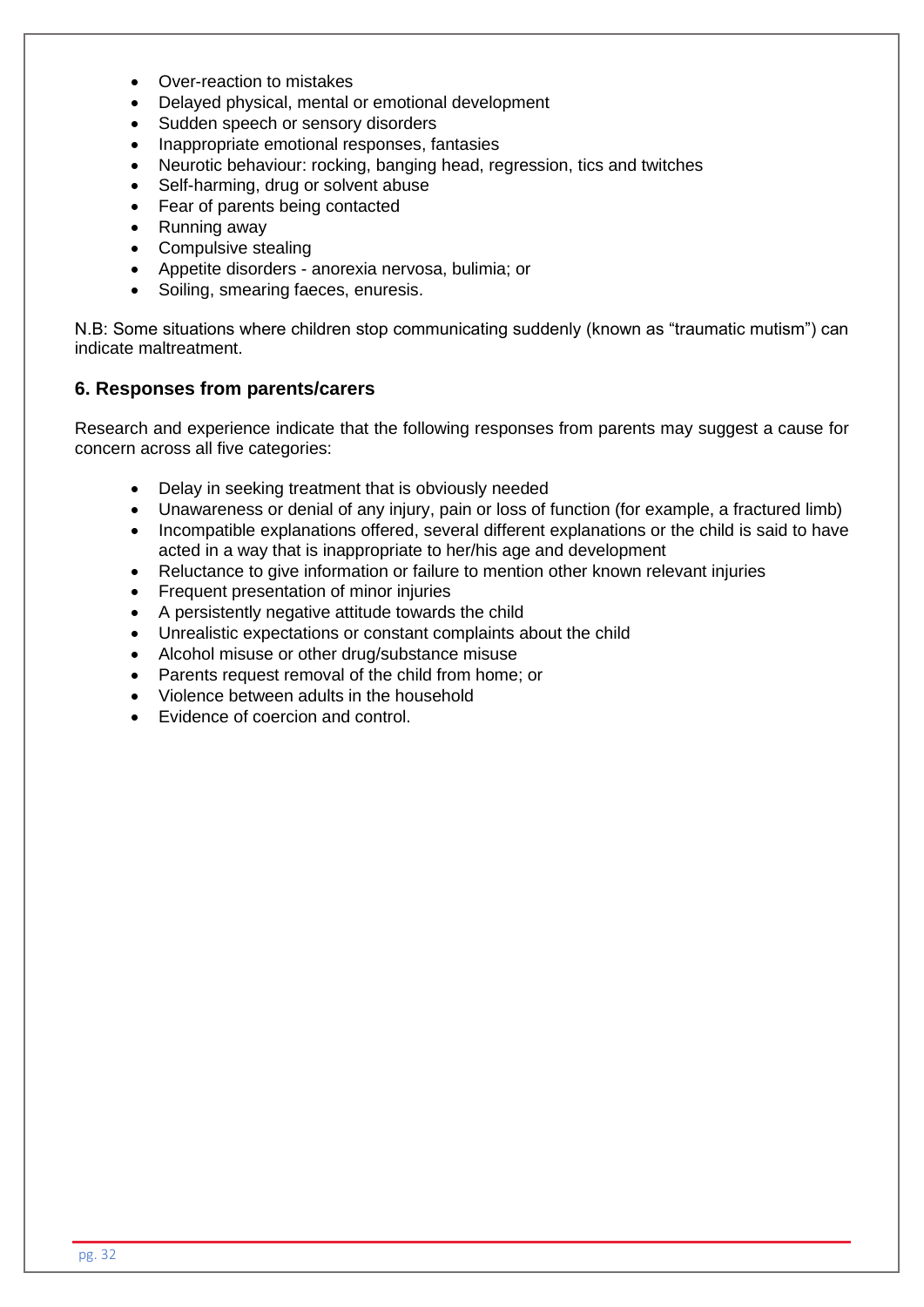- Over-reaction to mistakes
- Delayed physical, mental or emotional development
- Sudden speech or sensory disorders
- Inappropriate emotional responses, fantasies
- Neurotic behaviour: rocking, banging head, regression, tics and twitches
- Self-harming, drug or solvent abuse
- Fear of parents being contacted
- Running away
- Compulsive stealing
- Appetite disorders - anorexia nervosa, bulimia; or
- Soiling, smearing faeces, enuresis.

N.B: Some situations where children stop communicating suddenly (known as "traumatic mutism") can indicate maltreatment.

## 6. Responses from parents/carers

Research and experience indicate that the following responses from parents may suggest a cause for concern across all five categories:

- Delay in seeking treatment that is obviously needed
- Unawareness or denial of any injury, pain or loss of function (for example, a fractured limb)
- Incompatible explanations offered, several different explanations or the child is said to have acted in a way that is inappropriate to her/his age and development
- Reluctance to give information or failure to mention other known relevant injuries
- Frequent presentation of minor injuries
- A persistently negative attitude towards the child
- Unrealistic expectations or constant complaints about the child
- Alcohol misuse or other drug/substance misuse
- Parents request removal of the child from home; or
- Violence between adults in the household
- Evidence of coercion and control.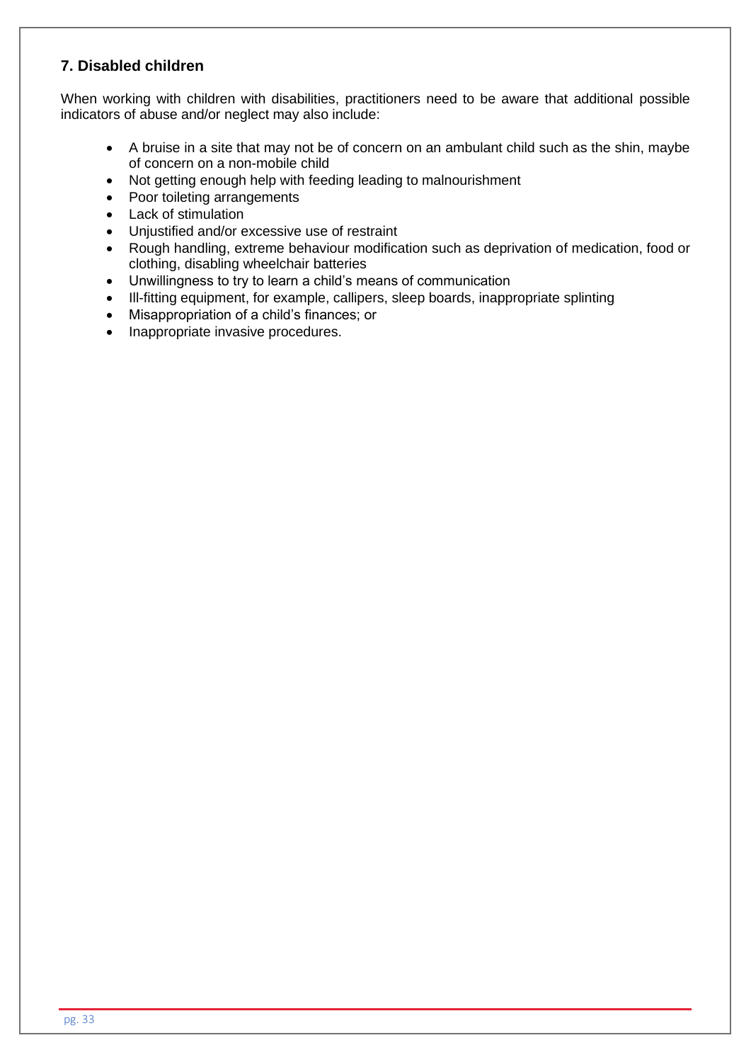## 7. Disabled children

When working with children with disabilities, practitioners need to be aware that additional possible indicators of abuse and/or neglect may also include:

- A bruise in a site that may not be of concern on an ambulant child such as the shin, maybe of concern on a non-mobile child
- Not getting enough help with feeding leading to malnourishment
- Poor toileting arrangements
- Lack of stimulation
- Unjustified and/or excessive use of restraint
- Rough handling, extreme behaviour modification such as deprivation of medication, food or clothing, disabling wheelchair batteries
- Unwillingness to try to learn a child's means of communication
- Ill-fitting equipment, for example, callipers, sleep boards, inappropriate splinting
- Misappropriation of a child's finances; or
- Inappropriate invasive procedures.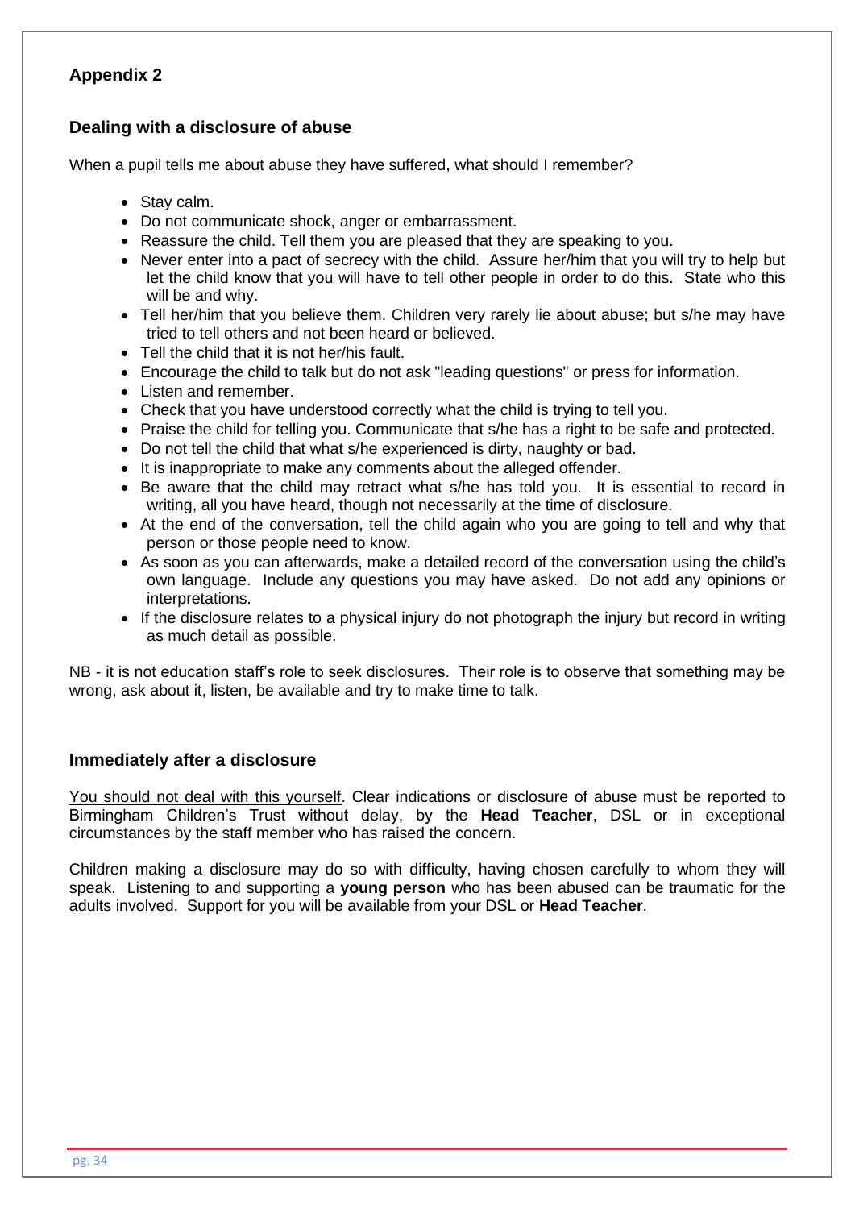## Appendix 2

### Dealing with a disclosure of abuse

When a pupil tells me about abuse they have suffered, what should I remember?

- Stay calm.
- Do not communicate shock, anger or embarrassment.
- Reassure the child. Tell them you are pleased that they are speaking to you.
- Never enter into a pact of secrecy with the child. Assure her/him that you will try to help but let the child know that you will have to tell other people in order to do this. State who this will be and why.
- Tell her/him that you believe them. Children very rarely lie about abuse; but s/he may have tried to tell others and not been heard or believed.
- Tell the child that it is not her/his fault.
- Encourage the child to talk but do not ask "leading questions" or press for information.
- Listen and remember.
- Check that you have understood correctly what the child is trying to tell you.
- Praise the child for telling you. Communicate that s/he has a right to be safe and protected.
- Do not tell the child that what s/he experienced is dirty, naughty or bad.
- It is inappropriate to make any comments about the alleged offender.
- Be aware that the child may retract what s/he has told you. It is essential to record in writing, all you have heard, though not necessarily at the time of disclosure.
- At the end of the conversation, tell the child again who you are going to tell and why that person or those people need to know.
- As soon as you can afterwards, make a detailed record of the conversation using the child's own language. Include any questions you may have asked. Do not add any opinions or interpretations.
- If the disclosure relates to a physical injury do not photograph the injury but record in writing as much detail as possible.

NB - it is not education staff's role to seek disclosures. Their role is to observe that something may be wrong, ask about it, listen, be available and try to make time to talk.

### Immediately after a disclosure

You should not deal with this yourself. Clear indications or disclosure of abuse must be reported to Birmingham Children's Trust without delay, by the **Head Teacher**, DSL or in exceptional circumstances by the staff member who has raised the concern.

Children making a disclosure may do so with difficulty, having chosen carefully to whom they will speak. Listening to and supporting a **young person** who has been abused can be traumatic for the adults involved. Support for you will be available from your DSL or **Head Teacher**.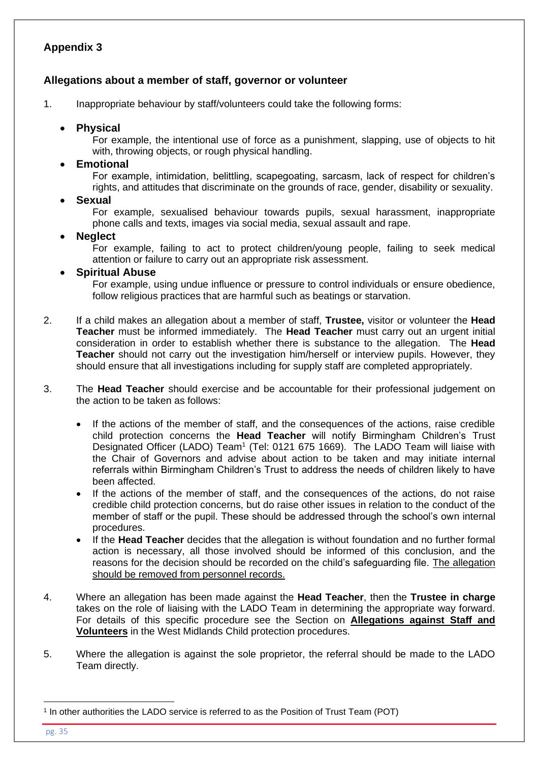## Appendix 3

### Allegations about a member of staff, governor or volunteer

1. Inappropriate behaviour by staff/volunteers could take the following forms:

   - **Physical**
     For example, the intentional use of force as a punishment, slapping, use of objects to hit with, throwing objects, or rough physical handling.
   - **Emotional**
     For example, intimidation, belittling, scapegoating, sarcasm, lack of respect for children's rights, and attitudes that discriminate on the grounds of race, gender, disability or sexuality.
   - **Sexual**
     For example, sexualised behaviour towards pupils, sexual harassment, inappropriate phone calls and texts, images via social media, sexual assault and rape.
   - **Neglect**
     For example, failing to act to protect children/young people, failing to seek medical attention or failure to carry out an appropriate risk assessment.
   - **Spiritual Abuse**
     For example, using undue influence or pressure to control individuals or ensure obedience, follow religious practices that are harmful such as beatings or starvation.

2. If a child makes an allegation about a member of staff, **Trustee,** visitor or volunteer the **Head Teacher** must be informed immediately. The **Head Teacher** must carry out an urgent initial consideration in order to establish whether there is substance to the allegation. The **Head Teacher** should not carry out the investigation him/herself or interview pupils. However, they should ensure that all investigations including for supply staff are completed appropriately.

3. The **Head Teacher** should exercise and be accountable for their professional judgement on the action to be taken as follows:

   - If the actions of the member of staff, and the consequences of the actions, raise credible child protection concerns the **Head Teacher** will notify Birmingham Children's Trust Designated Officer (LADO) Team[1] (Tel: 0121 675 1669). The LADO Team will liaise with the Chair of Governors and advise about action to be taken and may initiate internal referrals within Birmingham Children's Trust to address the needs of children likely to have been affected.
   - If the actions of the member of staff, and the consequences of the actions, do not raise credible child protection concerns, but do raise other issues in relation to the conduct of the member of staff or the pupil. These should be addressed through the school's own internal procedures.
   - If the **Head Teacher** decides that the allegation is without foundation and no further formal action is necessary, all those involved should be informed of this conclusion, and the reasons for the decision should be recorded on the child's safeguarding file. <u>The allegation should be removed from personnel records.</u>

4. Where an allegation has been made against the **Head Teacher**, then the **Trustee in charge** takes on the role of liaising with the LADO Team in determining the appropriate way forward. For details of this specific procedure see the Section on **<u>Allegations against Staff and Volunteers</u>** in the West Midlands Child protection procedures.

5. Where the allegation is against the sole proprietor, the referral should be made to the LADO Team directly.

[1] In other authorities the LADO service is referred to as the Position of Trust Team (POT)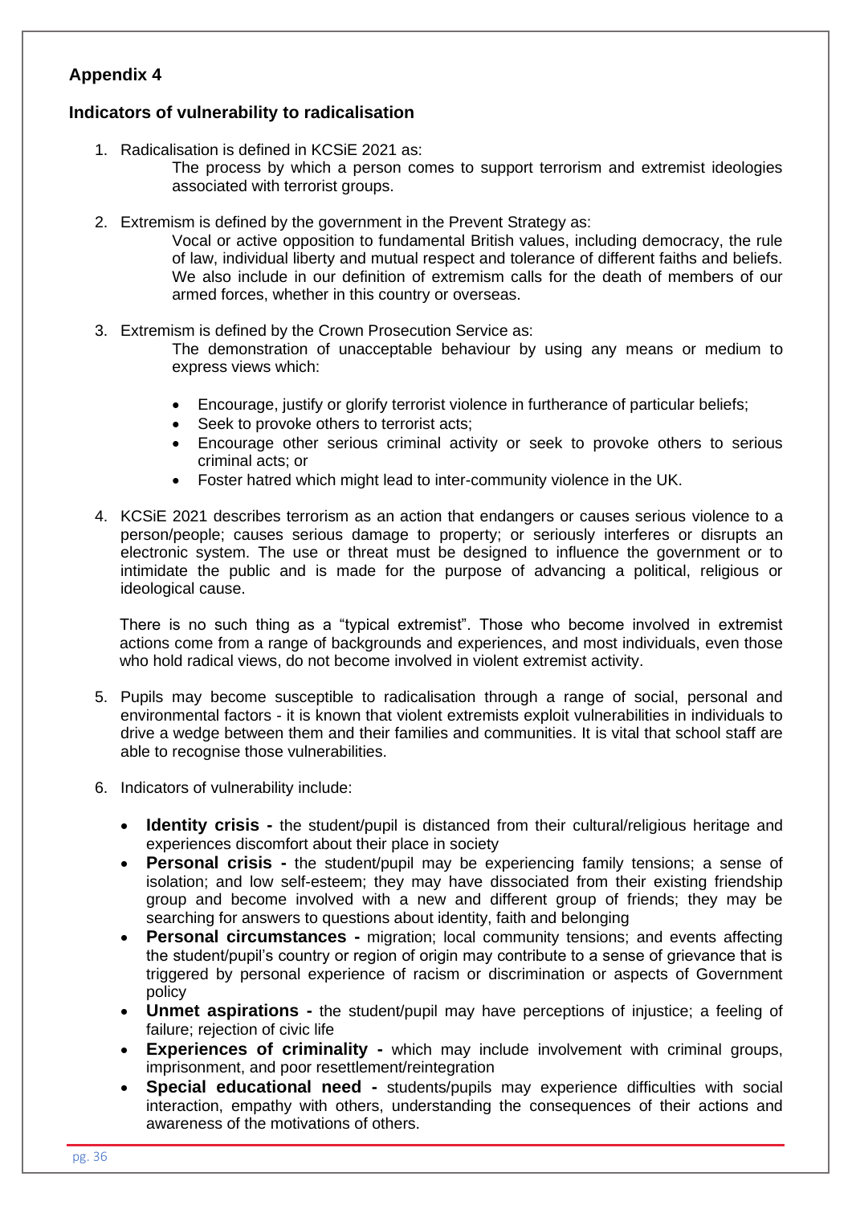## Appendix 4

### Indicators of vulnerability to radicalisation

1. Radicalisation is defined in KCSiE 2021 as:

   The process by which a person comes to support terrorism and extremist ideologies associated with terrorist groups.

2. Extremism is defined by the government in the Prevent Strategy as:

   Vocal or active opposition to fundamental British values, including democracy, the rule of law, individual liberty and mutual respect and tolerance of different faiths and beliefs. We also include in our definition of extremism calls for the death of members of our armed forces, whether in this country or overseas.

3. Extremism is defined by the Crown Prosecution Service as:

   The demonstration of unacceptable behaviour by using any means or medium to express views which:

   - Encourage, justify or glorify terrorist violence in furtherance of particular beliefs;
   - Seek to provoke others to terrorist acts;
   - Encourage other serious criminal activity or seek to provoke others to serious criminal acts; or
   - Foster hatred which might lead to inter-community violence in the UK.

4. KCSiE 2021 describes terrorism as an action that endangers or causes serious violence to a person/people; causes serious damage to property; or seriously interferes or disrupts an electronic system. The use or threat must be designed to influence the government or to intimidate the public and is made for the purpose of advancing a political, religious or ideological cause.

   There is no such thing as a "typical extremist". Those who become involved in extremist actions come from a range of backgrounds and experiences, and most individuals, even those who hold radical views, do not become involved in violent extremist activity.

5. Pupils may become susceptible to radicalisation through a range of social, personal and environmental factors - it is known that violent extremists exploit vulnerabilities in individuals to drive a wedge between them and their families and communities. It is vital that school staff are able to recognise those vulnerabilities.

6. Indicators of vulnerability include:

   - **Identity crisis -** the student/pupil is distanced from their cultural/religious heritage and experiences discomfort about their place in society
   - **Personal crisis -** the student/pupil may be experiencing family tensions; a sense of isolation; and low self-esteem; they may have dissociated from their existing friendship group and become involved with a new and different group of friends; they may be searching for answers to questions about identity, faith and belonging
   - **Personal circumstances -** migration; local community tensions; and events affecting the student/pupil's country or region of origin may contribute to a sense of grievance that is triggered by personal experience of racism or discrimination or aspects of Government policy
   - **Unmet aspirations -** the student/pupil may have perceptions of injustice; a feeling of failure; rejection of civic life
   - **Experiences of criminality -** which may include involvement with criminal groups, imprisonment, and poor resettlement/reintegration
   - **Special educational need -** students/pupils may experience difficulties with social interaction, empathy with others, understanding the consequences of their actions and awareness of the motivations of others.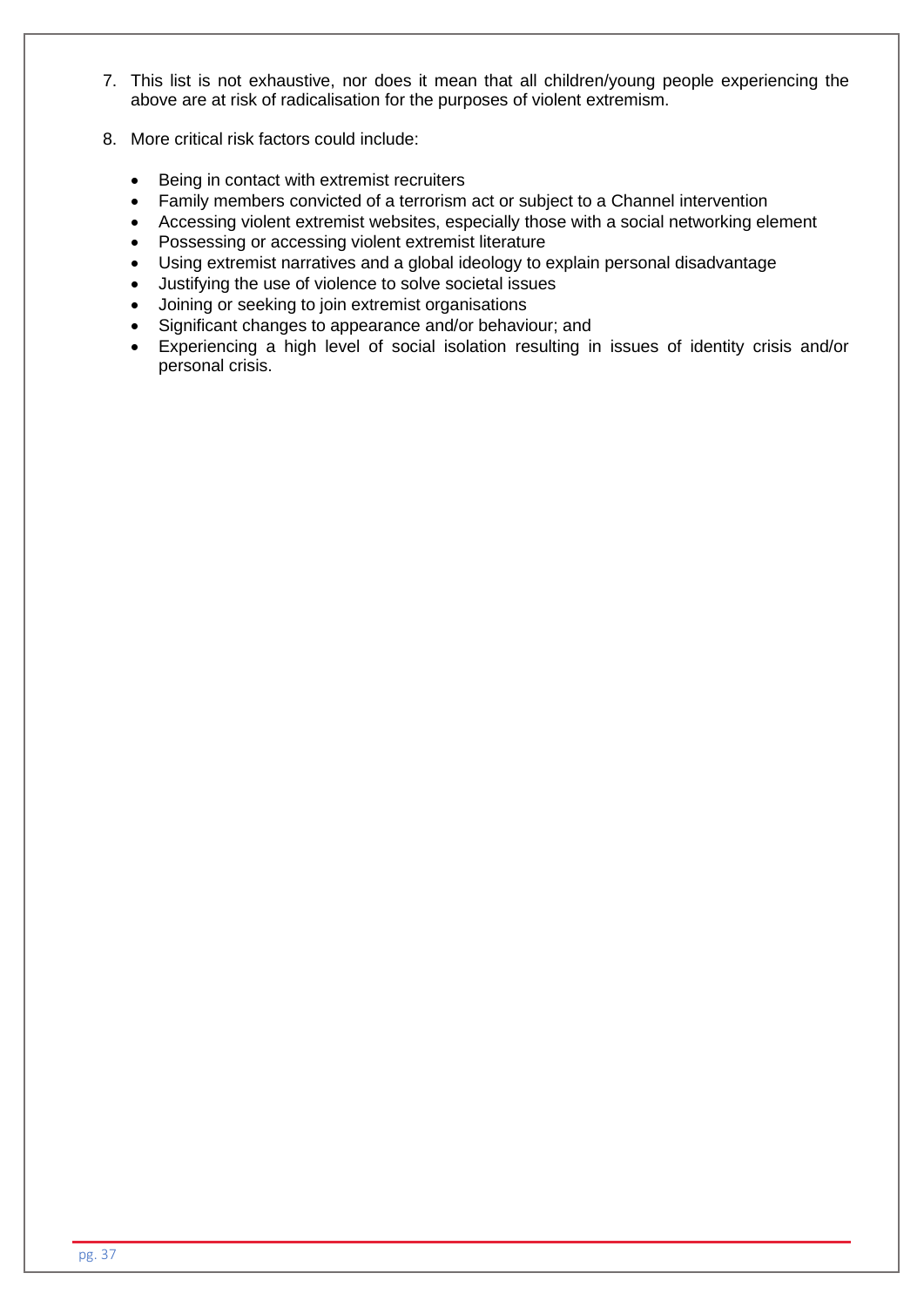7. This list is not exhaustive, nor does it mean that all children/young people experiencing the above are at risk of radicalisation for the purposes of violent extremism.

8. More critical risk factors could include:

   - Being in contact with extremist recruiters
   - Family members convicted of a terrorism act or subject to a Channel intervention
   - Accessing violent extremist websites, especially those with a social networking element
   - Possessing or accessing violent extremist literature
   - Using extremist narratives and a global ideology to explain personal disadvantage
   - Justifying the use of violence to solve societal issues
   - Joining or seeking to join extremist organisations
   - Significant changes to appearance and/or behaviour; and
   - Experiencing a high level of social isolation resulting in issues of identity crisis and/or personal crisis.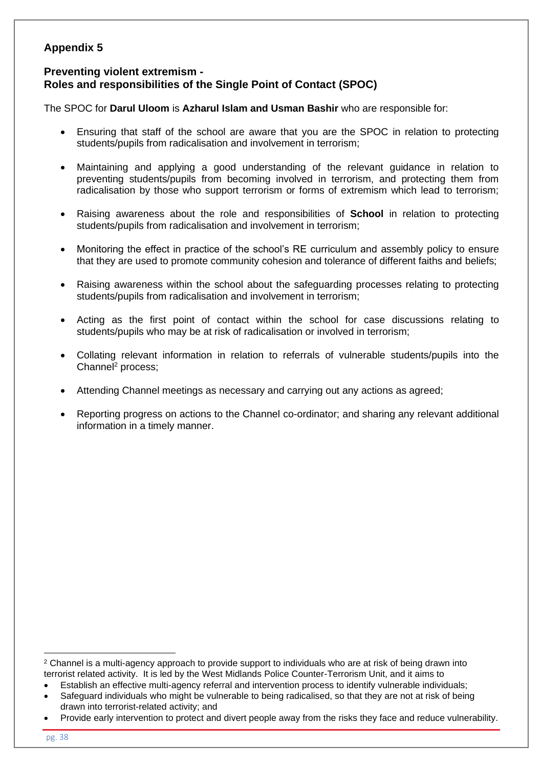**Appendix 5**

**Preventing violent extremism -**
**Roles and responsibilities of the Single Point of Contact (SPOC)**

The SPOC for **Darul Uloom** is **Azharul Islam and Usman Bashir** who are responsible for:

- Ensuring that staff of the school are aware that you are the SPOC in relation to protecting students/pupils from radicalisation and involvement in terrorism;
- Maintaining and applying a good understanding of the relevant guidance in relation to preventing students/pupils from becoming involved in terrorism, and protecting them from radicalisation by those who support terrorism or forms of extremism which lead to terrorism;
- Raising awareness about the role and responsibilities of **School** in relation to protecting students/pupils from radicalisation and involvement in terrorism;
- Monitoring the effect in practice of the school's RE curriculum and assembly policy to ensure that they are used to promote community cohesion and tolerance of different faiths and beliefs;
- Raising awareness within the school about the safeguarding processes relating to protecting students/pupils from radicalisation and involvement in terrorism;
- Acting as the first point of contact within the school for case discussions relating to students/pupils who may be at risk of radicalisation or involved in terrorism;
- Collating relevant information in relation to referrals of vulnerable students/pupils into the Channel[2] process;
- Attending Channel meetings as necessary and carrying out any actions as agreed;
- Reporting progress on actions to the Channel co-ordinator; and sharing any relevant additional information in a timely manner.

---

[2] Channel is a multi-agency approach to provide support to individuals who are at risk of being drawn into terrorist related activity. It is led by the West Midlands Police Counter-Terrorism Unit, and it aims to

- Establish an effective multi-agency referral and intervention process to identify vulnerable individuals;
- Safeguard individuals who might be vulnerable to being radicalised, so that they are not at risk of being drawn into terrorist-related activity; and
- Provide early intervention to protect and divert people away from the risks they face and reduce vulnerability.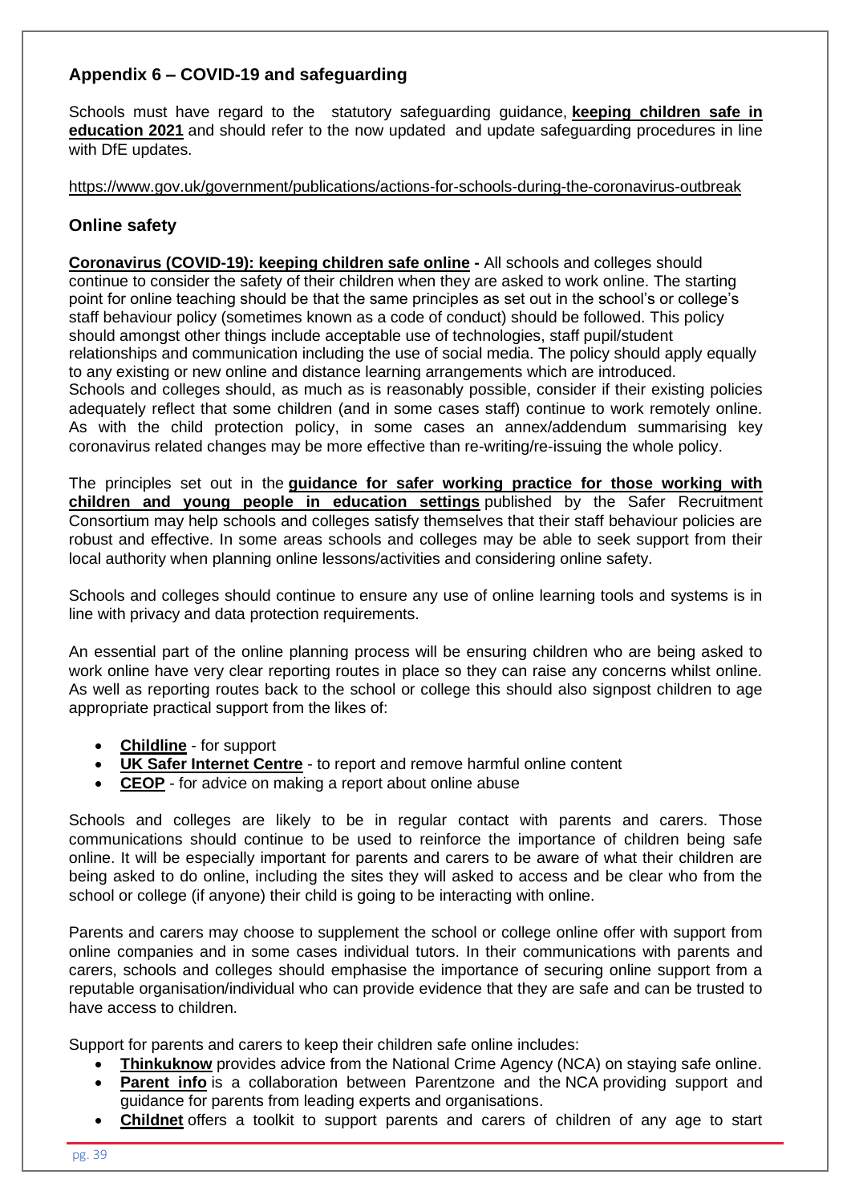## Appendix 6 – COVID-19 and safeguarding

Schools must have regard to the statutory safeguarding guidance, **keeping children safe in education 2021** and should refer to the now updated and update safeguarding procedures in line with DfE updates.

https://www.gov.uk/government/publications/actions-for-schools-during-the-coronavirus-outbreak

### Online safety

**Coronavirus (COVID-19): keeping children safe online -** All schools and colleges should continue to consider the safety of their children when they are asked to work online. The starting point for online teaching should be that the same principles as set out in the school's or college's staff behaviour policy (sometimes known as a code of conduct) should be followed. This policy should amongst other things include acceptable use of technologies, staff pupil/student relationships and communication including the use of social media. The policy should apply equally to any existing or new online and distance learning arrangements which are introduced. Schools and colleges should, as much as is reasonably possible, consider if their existing policies adequately reflect that some children (and in some cases staff) continue to work remotely online. As with the child protection policy, in some cases an annex/addendum summarising key coronavirus related changes may be more effective than re-writing/re-issuing the whole policy.

The principles set out in the **guidance for safer working practice for those working with children and young people in education settings** published by the Safer Recruitment Consortium may help schools and colleges satisfy themselves that their staff behaviour policies are robust and effective. In some areas schools and colleges may be able to seek support from their local authority when planning online lessons/activities and considering online safety.

Schools and colleges should continue to ensure any use of online learning tools and systems is in line with privacy and data protection requirements.

An essential part of the online planning process will be ensuring children who are being asked to work online have very clear reporting routes in place so they can raise any concerns whilst online. As well as reporting routes back to the school or college this should also signpost children to age appropriate practical support from the likes of:

- **Childline** - for support
- **UK Safer Internet Centre** - to report and remove harmful online content
- **CEOP** - for advice on making a report about online abuse

Schools and colleges are likely to be in regular contact with parents and carers. Those communications should continue to be used to reinforce the importance of children being safe online. It will be especially important for parents and carers to be aware of what their children are being asked to do online, including the sites they will asked to access and be clear who from the school or college (if anyone) their child is going to be interacting with online.

Parents and carers may choose to supplement the school or college online offer with support from online companies and in some cases individual tutors. In their communications with parents and carers, schools and colleges should emphasise the importance of securing online support from a reputable organisation/individual who can provide evidence that they are safe and can be trusted to have access to children.

Support for parents and carers to keep their children safe online includes:

- **Thinkuknow** provides advice from the National Crime Agency (NCA) on staying safe online.
- **Parent info** is a collaboration between Parentzone and the NCA providing support and guidance for parents from leading experts and organisations.
- **Childnet** offers a toolkit to support parents and carers of children of any age to start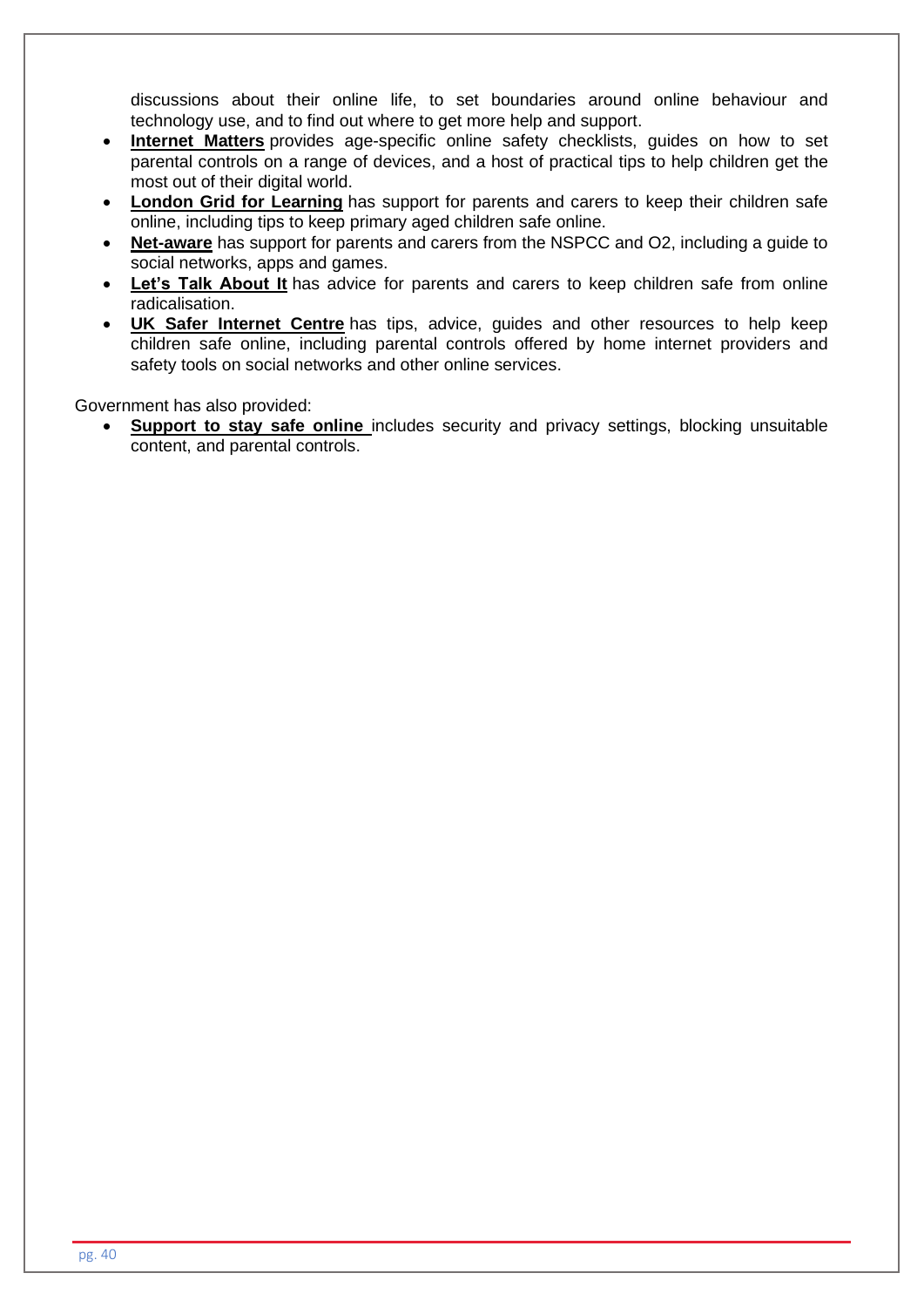discussions about their online life, to set boundaries around online behaviour and technology use, and to find out where to get more help and support.

- **Internet Matters** provides age-specific online safety checklists, guides on how to set parental controls on a range of devices, and a host of practical tips to help children get the most out of their digital world.
- **London Grid for Learning** has support for parents and carers to keep their children safe online, including tips to keep primary aged children safe online.
- **Net-aware** has support for parents and carers from the NSPCC and O2, including a guide to social networks, apps and games.
- **Let's Talk About It** has advice for parents and carers to keep children safe from online radicalisation.
- **UK Safer Internet Centre** has tips, advice, guides and other resources to help keep children safe online, including parental controls offered by home internet providers and safety tools on social networks and other online services.

Government has also provided:

- **Support to stay safe online** includes security and privacy settings, blocking unsuitable content, and parental controls.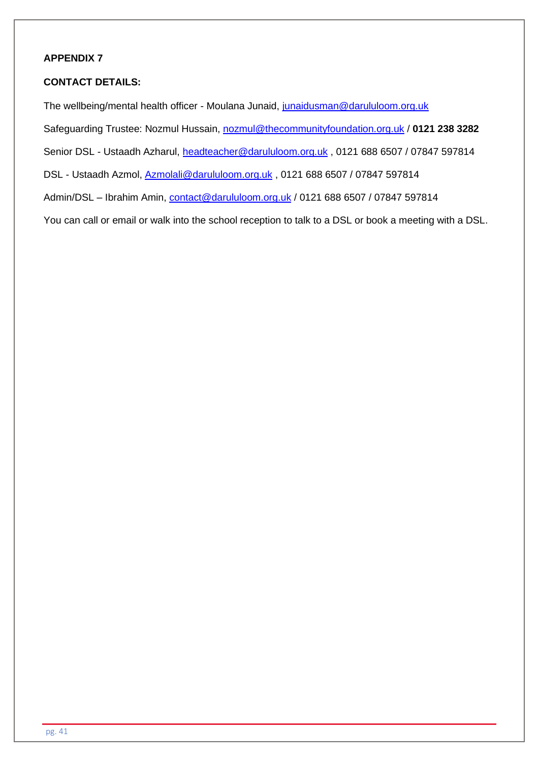**APPENDIX 7**

**CONTACT DETAILS:**

The wellbeing/mental health officer - Moulana Junaid, junaidusman@darululoom.org.uk

Safeguarding Trustee: Nozmul Hussain, nozmul@thecommunityfoundation.org.uk / **0121 238 3282**

Senior DSL - Ustaadh Azharul, headteacher@darululoom.org.uk , 0121 688 6507 / 07847 597814

DSL - Ustaadh Azmol, Azmolali@darululoom.org.uk , 0121 688 6507 / 07847 597814

Admin/DSL – Ibrahim Amin, contact@darululoom.org.uk / 0121 688 6507 / 07847 597814

You can call or email or walk into the school reception to talk to a DSL or book a meeting with a DSL.